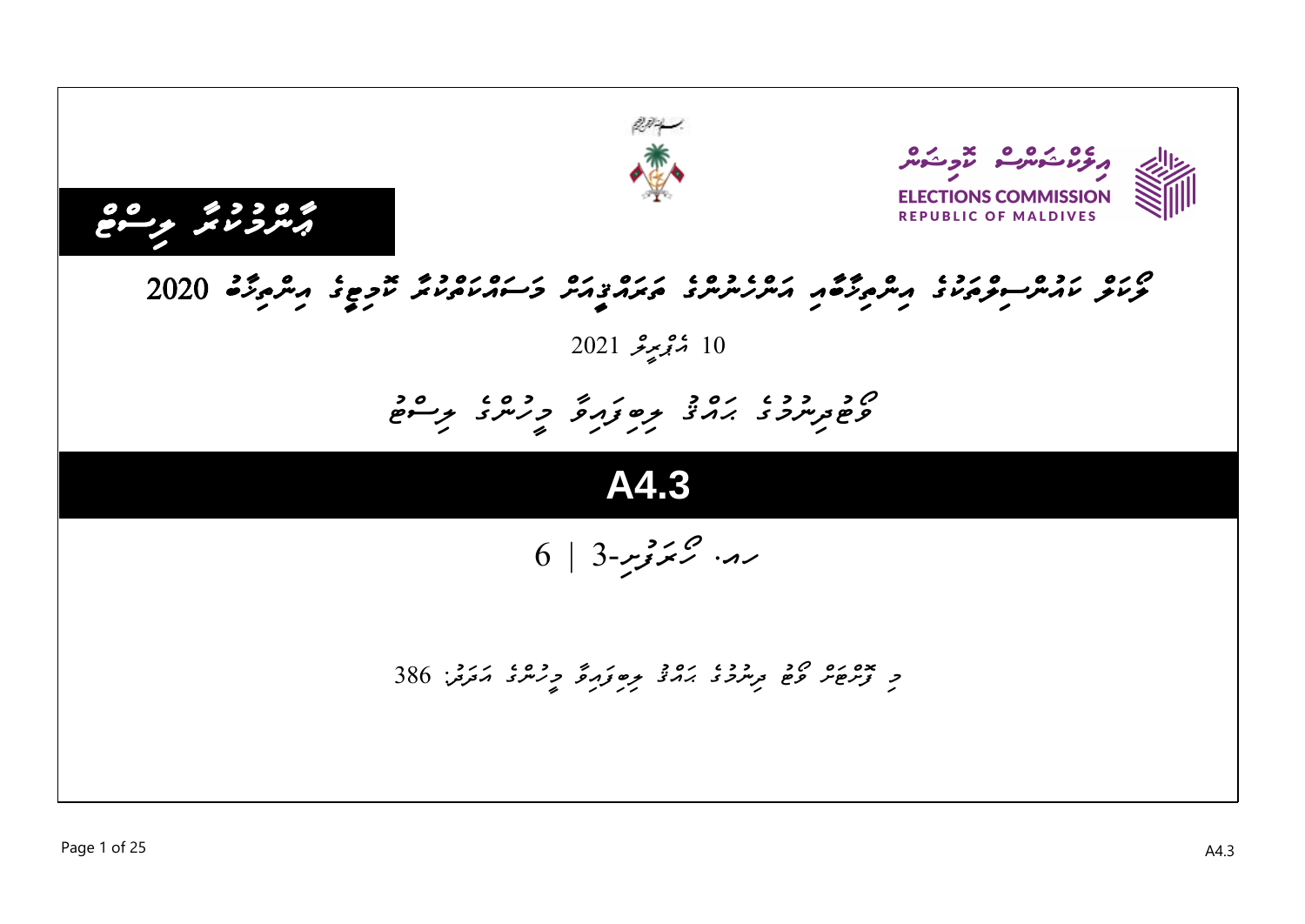ބިސްމިﷲ

އިލެކްޝަންސް ކޮމިޝަން

ELECTIONS COMMISSION
REPUBLIC OF MALDIVES

އަންނުވާރާ ލިސްޓު

# ލޯކަލް ކައުންސިލްތަކުގެ އިންތިޚާބާއި އަންހެނުންގެ ތަރައްޤީއަށް މަސައްކަތްކުރާ ކޮމިޓީގެ އިންތިޚާބު 2020

10 އެޕްރިލް 2021

## ވޯޓުދިނުމުގެ ހައްޤު ލިބިފައިވާ މީހުންގެ ލިސްޓު

# A4.3

ހއ. ހޯރަފުށި-3 | 6

މި ފޯމުގައި ވޯޓު ދިނުމުގެ ހައްޤު ލިބިފައިވާ މީހުންގެ އަދަދު: 386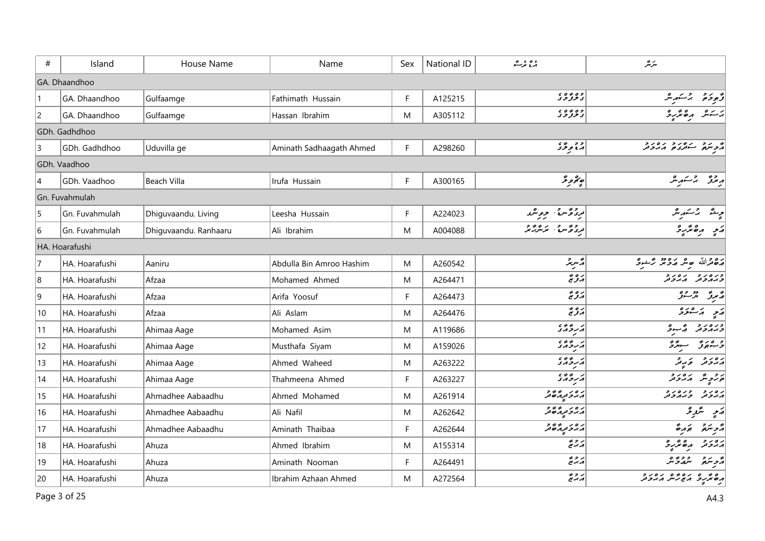| # | Island | House Name | Name | Sex | National ID | ގެއެޑްރެސް | ނަން |
|---|---|---|---|---|---|---|---|
| GA. Dhaandhoo | | | | | | | |
| 1 | GA. Dhaandhoo | Gulfaamge | Fathimath Hussain | F | A125215 | ގުލްފާމްގެ | ފާތިމަތު ހުސައިން |
| 2 | GA. Dhaandhoo | Gulfaamge | Hassan Ibrahim | M | A305112 | ގުލްފާމްގެ | ހަސަން އިބްރާހިމް |
| GDh. Gadhdhoo | | | | | | | |
| 3 | GDh. Gadhdhoo | Uduvilla ge | Aminath Sadhaagath Ahmed | F | A298260 | އުދުވިލާގެ | އާމިނަތު ސަދާގަތު އަހުމަދު |
| GDh. Vaadhoo | | | | | | | |
| 4 | GDh. Vaadhoo | Beach Villa | Irufa Hussain | F | A300165 | ބީޗްވިލާ | އިރުފާ ހުސައިން |
| Gn. Fuvahmulah | | | | | | | |
| 5 | Gn. Fuvahmulah | Dhiguvaandu. Living | Leesha Hussain | F | A224023 | ދިގުވާނދު. ލިވިންގ | ލީޝާ ހުސައިން |
| 6 | Gn. Fuvahmulah | Dhiguvaandu. Ranhaaru | Ali Ibrahim | M | A004088 | ދިގުވާނދު. ރަންހާރު | އަލި އިބްރާހިމް |
| HA. Hoarafushi | | | | | | | |
| 7 | HA. Hoarafushi | Aaniru | Abdulla Bin Amroo Hashim | M | A260542 | އާނިރު | އަބްދުاللهِ ބިން އަމްރޫ ހާޝިމް |
| 8 | HA. Hoarafushi | Afzaa | Mohamed Ahmed | M | A264471 | އަފްޒާ | މުހައްމަދު އަހުމަދު |
| 9 | HA. Hoarafushi | Afzaa | Arifa Yoosuf | F | A264473 | އަފްޒާ | އާރިފާ ޔޫސުފް |
| 10 | HA. Hoarafushi | Afzaa | Ali Aslam | M | A264476 | އަފްޒާ | އަލި އަސްލަމް |
| 11 | HA. Hoarafushi | Ahimaa Aage | Mohamed Asim | M | A119686 | އަހިމާއާގެ | މުހައްމަދު އާސިމް |
| 12 | HA. Hoarafushi | Ahimaa Aage | Musthafa Siyam | M | A159026 | އަހިމާއާގެ | މުސްތަފާ ސިޔާމް |
| 13 | HA. Hoarafushi | Ahimaa Aage | Ahmed Waheed | M | A263222 | އަހިމާއާގެ | އަހުމަދު ވަހީދު |
| 14 | HA. Hoarafushi | Ahimaa Aage | Thahmeena Ahmed | F | A263227 | އަހިމާއާގެ | ތަހުމީނާ އަހުމަދު |
| 15 | HA. Hoarafushi | Ahmadhee Aabaadhu | Ahmed Mohamed | M | A261914 | އަހުމަދީއާބާދު | އަހުމަދު މުހައްމަދު |
| 16 | HA. Hoarafushi | Ahmadhee Aabaadhu | Ali Nafil | M | A262642 | އަހުމަދީއާބާދު | އަލި ނާފިލް |
| 17 | HA. Hoarafushi | Ahmadhee Aabaadhu | Aminath Thaibaa | F | A262644 | އަހުމަދީއާބާދު | އާމިނަތު ތައިބާ |
| 18 | HA. Hoarafushi | Ahuza | Ahmed Ibrahim | M | A155314 | އަހުޒާ | އަހުމަދު އިބްރާހިމް |
| 19 | HA. Hoarafushi | Ahuza | Aminath Nooman | F | A264491 | އަހުޒާ | އާމިނަތު ނުޢުމާން |
| 20 | HA. Hoarafushi | Ahuza | Ibrahim Azhaan Ahmed | M | A272564 | އަހުޒާ | އިބްރާހިމް އަޒްހާން އަހުމަދު |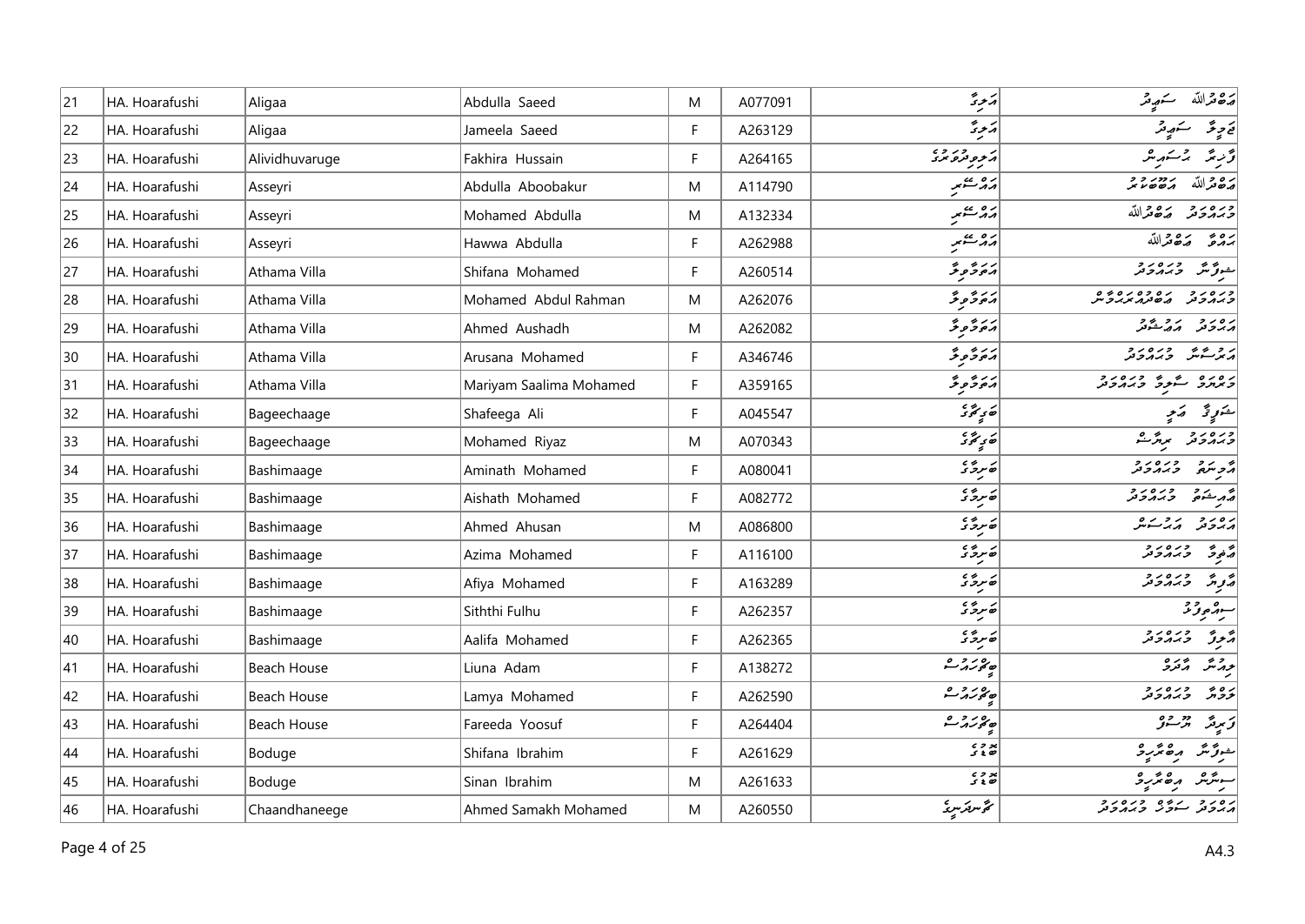| 21 | HA. Hoarafushi | Aligaa | Abdulla Saeed | M | A077091 | އަލިގާ | އަބްދުﷲ ސަޢީދު |
|---|---|---|---|---|---|---|---|
| 22 | HA. Hoarafushi | Aligaa | Jameela Saeed | F | A263129 | އަލިގާ | ޖަމީލާ ސަޢީދު |
| 23 | HA. Hoarafushi | Alividhuvaruge | Fakhira Hussain | F | A264165 | އަލިވިދުވަރުގެ | ފާޚިރާ ޙުސައިން |
| 24 | HA. Hoarafushi | Asseyri | Abdulla Aboobakur | M | A114790 | އައްސޭރި | އަބްދުﷲ އަބޫބަކުރު |
| 25 | HA. Hoarafushi | Asseyri | Mohamed Abdulla | M | A132334 | އައްސޭރި | މުޙައްމަދު އަބްދުﷲ |
| 26 | HA. Hoarafushi | Asseyri | Hawwa Abdulla | F | A262988 | އައްސޭރި | ޙައްވާ އަބްދުﷲ |
| 27 | HA. Hoarafushi | Athama Villa | Shifana Mohamed | F | A260514 | އަތަމާވިލާ | ޝިފާނާ މުޙައްމަދު |
| 28 | HA. Hoarafushi | Athama Villa | Mohamed Abdul Rahman | M | A262076 | އަތަމާވިލާ | މުޙައްމަދު އަބްދުއްރަޙްމާން |
| 29 | HA. Hoarafushi | Athama Villa | Ahmed Aushadh | M | A262082 | އަތަމާވިލާ | އަޙްމަދު އައުޝަދު |
| 30 | HA. Hoarafushi | Athama Villa | Arusana Mohamed | F | A346746 | އަތަމާވިލާ | އަރުސަނާ މުޙައްމަދު |
| 31 | HA. Hoarafushi | Athama Villa | Mariyam Saalima Mohamed | F | A359165 | އަތަމާވިލާ | މަރިޔަމް ސާލިމާ މުޙައްމަދު |
| 32 | HA. Hoarafushi | Bageechaage | Shafeega Ali | F | A045547 | ބަގީޗާގެ | ޝަފީގާ ޢަލީ |
| 33 | HA. Hoarafushi | Bageechaage | Mohamed Riyaz | M | A070343 | ބަގީޗާގެ | މުޙައްމަދު ރިޔާޒް |
| 34 | HA. Hoarafushi | Bashimaage | Aminath Mohamed | F | A080041 | ބަށިމާގެ | އާމިނަތު މުޙައްމަދު |
| 35 | HA. Hoarafushi | Bashimaage | Aishath Mohamed | F | A082772 | ބަށިމާގެ | ޢާއިޝަތު މުޙައްމަދު |
| 36 | HA. Hoarafushi | Bashimaage | Ahmed Ahusan | M | A086800 | ބަށިމާގެ | އަޙްމަދު އަޙުސަން |
| 37 | HA. Hoarafushi | Bashimaage | Azima Mohamed | F | A116100 | ބަށިމާގެ | އާޒިމާ މުޙައްމަދު |
| 38 | HA. Hoarafushi | Bashimaage | Afiya Mohamed | F | A163289 | ބަށިމާގެ | އާފިޔާ މުޙައްމަދު |
| 39 | HA. Hoarafushi | Bashimaage | Siththi Fulhu | F | A262357 | ބަށިމާގެ | ސިއްތިފުޅު |
| 40 | HA. Hoarafushi | Bashimaage | Aalifa Mohamed | F | A262365 | ބަށިމާގެ | އާލިފާ މުޙައްމަދު |
| 41 | HA. Hoarafushi | Beach House | Liuna Adam | F | A138272 | ބީޗްހައުސް | ލިއުނާ އާދަމް |
| 42 | HA. Hoarafushi | Beach House | Lamya Mohamed | F | A262590 | ބީޗްހައުސް | ލަމްޔާ މުޙައްމަދު |
| 43 | HA. Hoarafushi | Beach House | Fareeda Yoosuf | F | A264404 | ބީޗްހައުސް | ފަރީދާ ޔޫސުފް |
| 44 | HA. Hoarafushi | Boduge | Shifana Ibrahim | F | A261629 | ބޮޑުގެ | ޝިފާނާ އިބްރާހިމް |
| 45 | HA. Hoarafushi | Boduge | Sinan Ibrahim | M | A261633 | ބޮޑުގެ | ސިނާން އިބްރާހިމް |
| 46 | HA. Hoarafushi | Chaandhaneege | Ahmed Samakh Mohamed | M | A260550 | ޗާނދަނީގެ | އަޙްމަދު ސަމާޚް މުޙައްމަދު |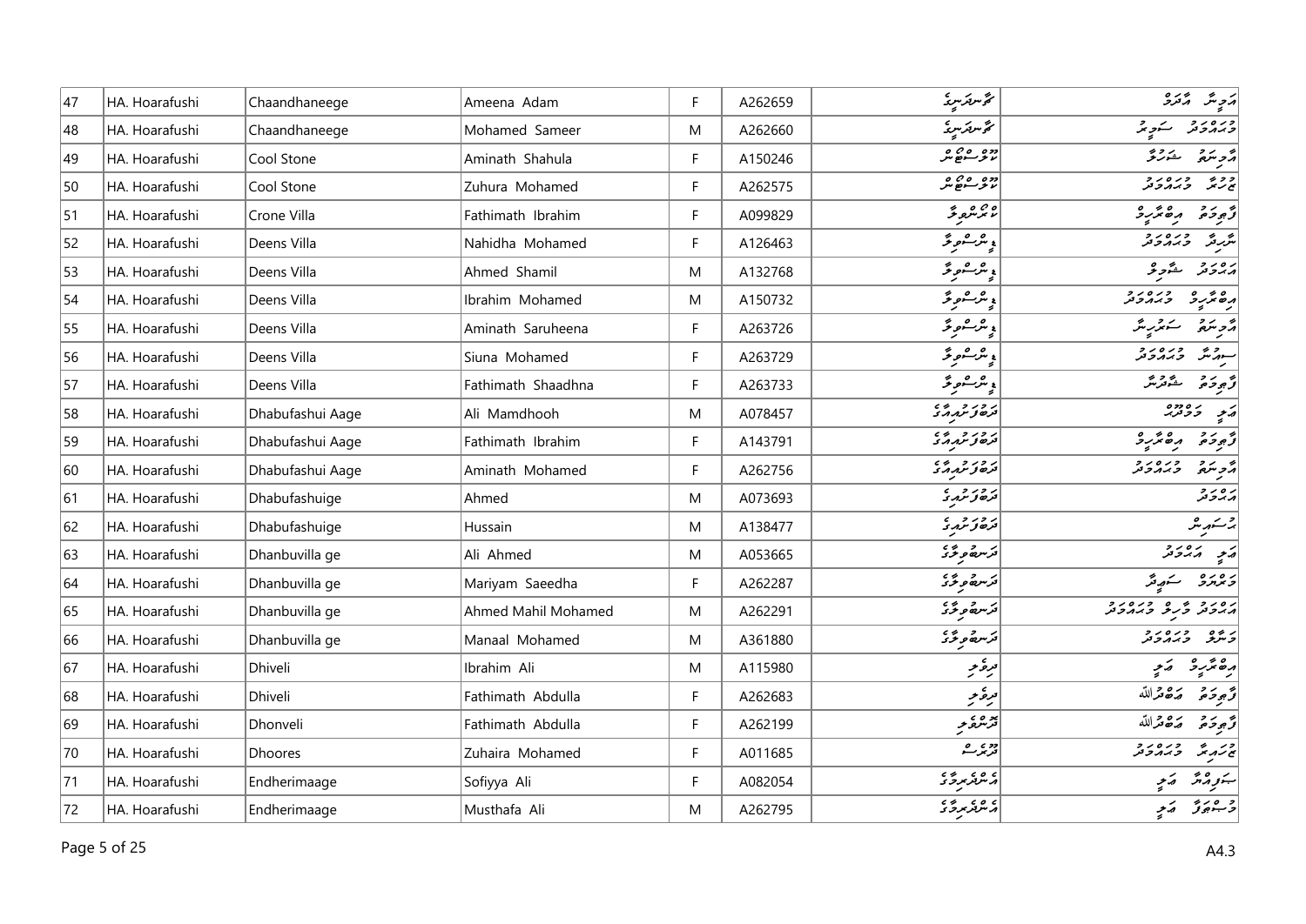| 47 | HA. Hoarafushi | Chaandhaneege | Ameena Adam | F | A262659 | ڭُوسرتَرسِرِیٌ | مَرِسٌ مُرْتَرُو |
|---|---|---|---|---|---|---|---|
| 48 | HA. Hoarafushi | Chaandhaneege | Mohamed Sameer | M | A262660 | ڭُوسرتَرسِرِیٌ | وَرَمْرَوَتَر سَوِیْر |
| 49 | HA. Hoarafushi | Cool Stone | Aminath Shahula | F | A150246 | ددو ەمە ھ | مُرْمِسَرَة شَرَرْتَوْ |
| 50 | HA. Hoarafushi | Cool Stone | Zuhura Mohamed | F | A262575 | ددو ەمە ھ | ووو ورەرو |
| 51 | HA. Hoarafushi | Crone Villa | Fathimath Ibrahim | F | A099829 | ئامرمرموثَر | وُمودَة مەھترِرو |
| 52 | HA. Hoarafushi | Deens Villa | Nahidha Mohamed | F | A126463 | ءِسُرْسُوِثَر | سُرِیْرَ ورەرو |
| 53 | HA. Hoarafushi | Deens Villa | Ahmed Shamil | M | A132768 | ءِسُرْسُوِثَر | ەرەرو ستُرِو |
| 54 | HA. Hoarafushi | Deens Villa | Ibrahim Mohamed | M | A150732 | ءِسُرْسُوِثَر | مەھترِرو ورەرو |
| 55 | HA. Hoarafushi | Deens Villa | Aminath Saruheena | F | A263726 | ءِسُرْسُوِثَر | مُرْمِسَرَة سَمَرِسَر |
| 56 | HA. Hoarafushi | Deens Villa | Siuna Mohamed | F | A263729 | ءِسُرْسُوِثَر | سِرْمَسَر ورەرو |
| 57 | HA. Hoarafushi | Deens Villa | Fathimath Shaadhna | F | A263733 | ءِسُرْسُوِثَر | وُمودَة شَرْتَرسَر |
| 58 | HA. Hoarafushi | Dhabufashui Aage | Ali Mamdhooh | M | A078457 | ترەزىرمەرى | ەَمِ رەددە |
| 59 | HA. Hoarafushi | Dhabufashui Aage | Fathimath Ibrahim | F | A143791 | ترەزىرمەرى | وُمودَة مەھترِرو |
| 60 | HA. Hoarafushi | Dhabufashui Aage | Aminath Mohamed | F | A262756 | ترەزىرمەرى | مُرْمِسَرَة ورەرو |
| 61 | HA. Hoarafushi | Dhabufashuige | Ahmed | M | A073693 | ترەزىرمری | ەرەرو |
| 62 | HA. Hoarafushi | Dhabufashuige | Hussain | M | A138477 | ترەزىرمری | برسَىرِسر |
| 63 | HA. Hoarafushi | Dhanbuvilla ge | Ali Ahmed | M | A053665 | ترسەھوتری | ەَمِ ەرەرو |
| 64 | HA. Hoarafushi | Dhanbuvilla ge | Mariyam Saeedha | F | A262287 | ترسەھوتری | وەرە سَەپتر |
| 65 | HA. Hoarafushi | Dhanbuvilla ge | Ahmed Mahil Mohamed | M | A262291 | ترسەھوتری | ەرەرو وَرو ورەرو |
| 66 | HA. Hoarafushi | Dhanbuvilla ge | Manaal Mohamed | M | A361880 | ترسەھوتری | وَسَرو ورەرو |
| 67 | HA. Hoarafushi | Dhiveli | Ibrahim Ali | M | A115980 | مروَمِ | مەھترِرو ەَمِ |
| 68 | HA. Hoarafushi | Dhiveli | Fathimath Abdulla | F | A262683 | مروَمِ | وُمودَة ەھقراللە |
| 69 | HA. Hoarafushi | Dhonveli | Fathimath Abdulla | F | A262199 | ترسرومِ | وُمودَة ەھقراللە |
| 70 | HA. Hoarafushi | Dhoores | Zuhaira Mohamed | F | A011685 | ددىرے | ورَمرِتر ورەرو |
| 71 | HA. Hoarafushi | Endherimaage | Sofiyya Ali | F | A082054 | ەسرترىرەری | سَوِرەتر ەَمِ |
| 72 | HA. Hoarafushi | Endherimaage | Musthafa Ali | M | A262795 | ەسرترىرەری | وسبورَ ەَمِ |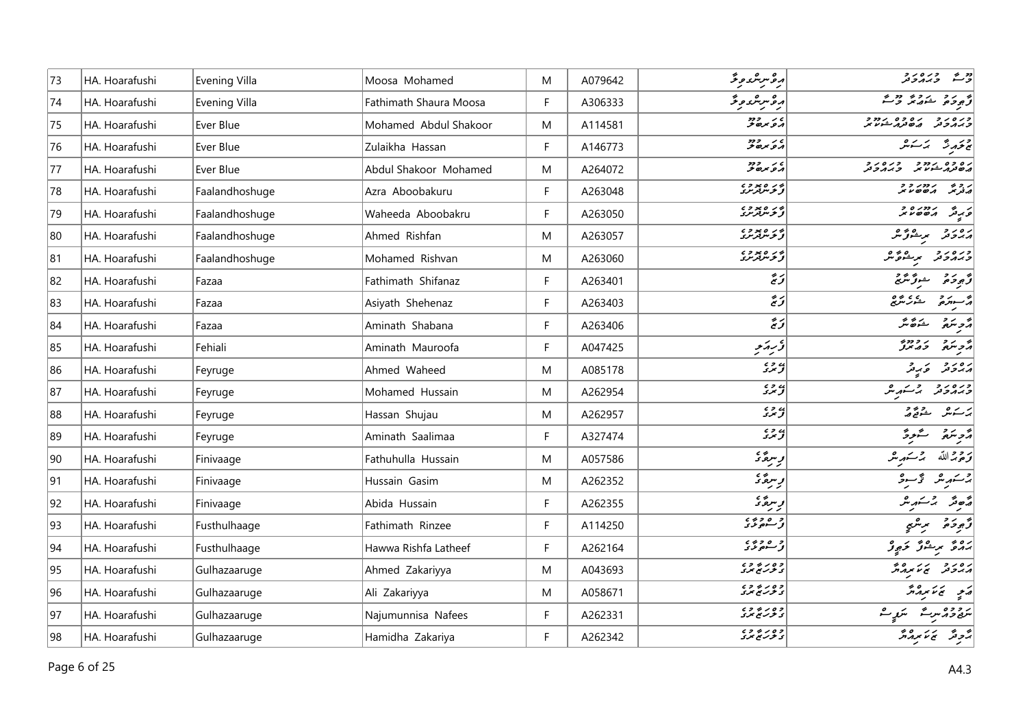| 73 | HA. Hoarafushi | Evening Villa | Moosa Mohamed | M | A079642 | ރިވެނިންގ ވިލާ | މޫސާ މުޙައްމަދު |
|---|---|---|---|---|---|---|---|
| 74 | HA. Hoarafushi | Evening Villa | Fathimath Shaura Moosa | F | A306333 | ރިވެނިންގ ވިލާ | ފާތިމަތު ޝަޢުރާ މޫސާ |
| 75 | HA. Hoarafushi | Ever Blue | Mohamed Abdul Shakoor | M | A114581 | އެވަރބްލޫ | މުޙައްމަދު އަބްދުލްޝަކޫރު |
| 76 | HA. Hoarafushi | Ever Blue | Zulaikha Hassan | F | A146773 | އެވަރބްލޫ | ޒުލައިޙާ ހަސަން |
| 77 | HA. Hoarafushi | Ever Blue | Abdul Shakoor Mohamed | M | A264072 | އެވަރބްލޫ | އަބްދުލްޝަކޫރު މުޙައްމަދު |
| 78 | HA. Hoarafushi | Faalandhoshuge | Azra Aboobakuru | F | A263048 | ފާލަންދޮށުގެ | އަޒްރާ އަބޫބަކުރު |
| 79 | HA. Hoarafushi | Faalandhoshuge | Waheeda Aboobakru | F | A263050 | ފާލަންދޮށުގެ | ވަޙީދާ އަބޫބަކުރު |
| 80 | HA. Hoarafushi | Faalandhoshuge | Ahmed Rishfan | M | A263057 | ފާލަންދޮށުގެ | އަޙްމަދު ރިޝްފާން |
| 81 | HA. Hoarafushi | Faalandhoshuge | Mohamed Rishvan | M | A263060 | ފާލަންދޮށުގެ | މުޙައްމަދު ރިޝްވާން |
| 82 | HA. Hoarafushi | Fazaa | Fathimath Shifanaz | F | A263401 | ފަޒާ | ފާތިމަތު ޝިފާނާޒް |
| 83 | HA. Hoarafushi | Fazaa | Asiyath Shehenaz | F | A263403 | ފަޒާ | އާސިޔަތު ޝެހެނާޒް |
| 84 | HA. Hoarafushi | Fazaa | Aminath Shabana | F | A263406 | ފަޒާ | އާމިނަތު ޝަބާނާ |
| 85 | HA. Hoarafushi | Fehiali | Aminath Mauroofa | F | A047425 | ފެހިއަލި | އާމިނަތު މައުރޫފާ |
| 86 | HA. Hoarafushi | Feyruge | Ahmed Waheed | M | A085178 | ފޭރުގެ | އަޙްމަދު ވަޙީދު |
| 87 | HA. Hoarafushi | Feyruge | Mohamed Hussain | M | A262954 | ފޭރުގެ | މުޙައްމަދު ޙުސައިން |
| 88 | HA. Hoarafushi | Feyruge | Hassan Shujau | M | A262957 | ފޭރުގެ | ހަސަން ޝުޖާޢު |
| 89 | HA. Hoarafushi | Feyruge | Aminath Saalimaa | F | A327474 | ފޭރުގެ | އާމިނަތު ސާލިމާ |
| 90 | HA. Hoarafushi | Finivaage | Fathuhulla Hussain | M | A057586 | ފިނިވާގެ | ފަތުހުﷲ ޙުސައިން |
| 91 | HA. Hoarafushi | Finivaage | Hussain Gasim | M | A262352 | ފިނިވާގެ | ޙުސައިން ޤާސިމް |
| 92 | HA. Hoarafushi | Finivaage | Abida Hussain | F | A262355 | ފިނިވާގެ | އާބިދާ ޙުސައިން |
| 93 | HA. Hoarafushi | Fusthulhaage | Fathimath Rinzee | F | A114250 | ފުސްތުޅާގެ | ފާތިމަތު ރިންޒީ |
| 94 | HA. Hoarafushi | Fusthulhaage | Hawwa Rishfa Latheef | F | A262164 | ފުސްތުޅާގެ | ހައްވާ ރިޝްފާ ލަޠީފު |
| 95 | HA. Hoarafushi | Gulhazaaruge | Ahmed Zakariyya | M | A043693 | ގުޅަޒާރުގެ | އަޙްމަދު ޒަކަރިއްޔާ |
| 96 | HA. Hoarafushi | Gulhazaaruge | Ali Zakariyya | M | A058671 | ގުޅަޒާރުގެ | އަލި ޒަކަރިއްޔާ |
| 97 | HA. Hoarafushi | Gulhazaaruge | Najumunnisa Nafees | F | A262331 | ގުޅަޒާރުގެ | ނަޖުމުންނިސާ ނަފީސް |
| 98 | HA. Hoarafushi | Gulhazaaruge | Hamidha Zakariya | F | A262342 | ގުޅަޒާރުގެ | ހާމިދާ ޒަކަރިއްޔާ |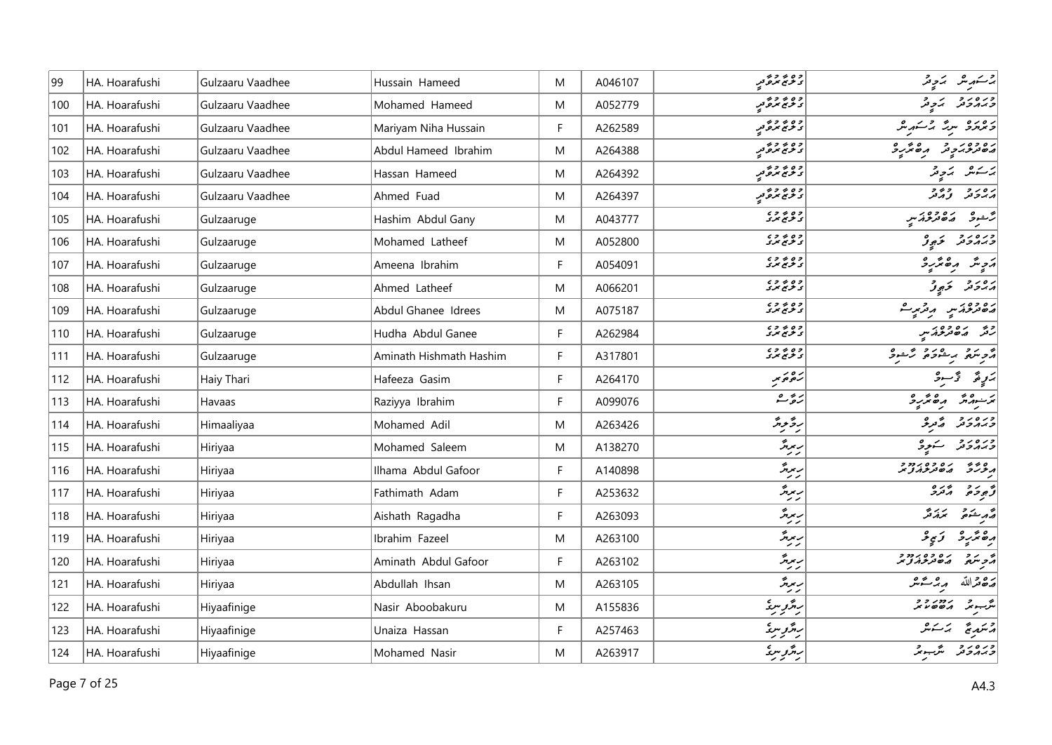| 99 | HA. Hoarafushi | Gulzaaru Vaadhee | Hussain Hameed | M | A046107 | މުލްޒާރުވާދީ | ހުސައިން ޙަމީދު |
|---|---|---|---|---|---|---|---|
| 100 | HA. Hoarafushi | Gulzaaru Vaadhee | Mohamed Hameed | M | A052779 | ގުލްޒާރުވާދީ | މުޙައްމަދު ޙަމީދު |
| 101 | HA. Hoarafushi | Gulzaaru Vaadhee | Mariyam Niha Hussain | F | A262589 | ގުލްޒާރުވާދީ | މަރްޔަމް ނިހާ ހުސައިން |
| 102 | HA. Hoarafushi | Gulzaaru Vaadhee | Abdul Hameed Ibrahim | M | A264388 | ގުލްޒާރުވާދީ | އަބްދުލްޙަމީދު އިބްރާހިމް |
| 103 | HA. Hoarafushi | Gulzaaru Vaadhee | Hassan Hameed | M | A264392 | ގުލްޒާރުވާދީ | ޙަސަން ޙަމީދު |
| 104 | HA. Hoarafushi | Gulzaaru Vaadhee | Ahmed Fuad | M | A264397 | ގުލްޒާރުވާދީ | އަޙްމަދު ފުއާދު |
| 105 | HA. Hoarafushi | Gulzaaruge | Hashim Abdul Gany | M | A043777 | ގުލްޒާރުގެ | ހާޝިމް އަބްދުލްޣަނީ |
| 106 | HA. Hoarafushi | Gulzaaruge | Mohamed Latheef | M | A052800 | ގުލްޒާރުގެ | މުޙައްމަދު ލަޠީފު |
| 107 | HA. Hoarafushi | Gulzaaruge | Ameena Ibrahim | F | A054091 | ގުލްޒާރުގެ | އަމީނާ އިބްރާހިމް |
| 108 | HA. Hoarafushi | Gulzaaruge | Ahmed Latheef | M | A066201 | ގުލްޒާރުގެ | އަޙްމަދު ލަޠީފު |
| 109 | HA. Hoarafushi | Gulzaaruge | Abdul Ghanee Idrees | M | A075187 | ގުލްޒާރުގެ | އަބްދުލްޣަނީ އިދްރީސް |
| 110 | HA. Hoarafushi | Gulzaaruge | Hudha Abdul Ganee | F | A262984 | ގުލްޒާރުގެ | ހުދާ އަބްދުލްޣަނީ |
| 111 | HA. Hoarafushi | Gulzaaruge | Aminath Hishmath Hashim | F | A317801 | ގުލްޒާރުގެ | އާމިނަތު ހިޝްމަތު ހާޝިމް |
| 112 | HA. Hoarafushi | Haiy Thari | Hafeeza Gasim | F | A264170 | ހައިތަރި | ހަފީޒާ ޤާސިމް |
| 113 | HA. Hoarafushi | Havaas | Raziyya Ibrahim | F | A099076 | ހަވާސް | ރަޟިއްޔާ އިބްރާހިމް |
| 114 | HA. Hoarafushi | Himaaliyaa | Mohamed Adil | M | A263426 | ހިމާލިޔާ | މުޙައްމަދު އާދިލް |
| 115 | HA. Hoarafushi | Hiriyaa | Mohamed Saleem | M | A138270 | ހިރިޔާ | މުޙައްމަދު ސަލީމް |
| 116 | HA. Hoarafushi | Hiriyaa | Ilhama Abdul Gafoor | F | A140898 | ހިރިޔާ | އިލްހާމާ އަބްދުލްޣަފޫރު |
| 117 | HA. Hoarafushi | Hiriyaa | Fathimath Adam | F | A253632 | ހިރިޔާ | ފާތިމަތު އާދަމް |
| 118 | HA. Hoarafushi | Hiriyaa | Aishath Ragadha | F | A263093 | ހިރިޔާ | އާއިޝަތު ރަޣަދާ |
| 119 | HA. Hoarafushi | Hiriyaa | Ibrahim Fazeel | M | A263100 | ހިރިޔާ | އިބްރާހިމް ފަޟީލް |
| 120 | HA. Hoarafushi | Hiriyaa | Aminath Abdul Gafoor | F | A263102 | ހިރިޔާ | އާމިނަތު އަބްދުލްޣަފޫރު |
| 121 | HA. Hoarafushi | Hiriyaa | Abdullah Ihsan | M | A263105 | ހިރިޔާ | އަބްދުﷲ އިޙްސާން |
| 122 | HA. Hoarafushi | Hiyaafinige | Nasir Aboobakuru | M | A155836 | ހިޔާފިނިގެ | ނާޞިރު އަބޫބަކުރު |
| 123 | HA. Hoarafushi | Hiyaafinige | Unaiza Hassan | F | A257463 | ހިޔާފިނިގެ | އުނައިޒާ ޙަސަން |
| 124 | HA. Hoarafushi | Hiyaafinige | Mohamed Nasir | M | A263917 | ހިޔާފިނިގެ | މުޙައްމަދު ނާޞިރު |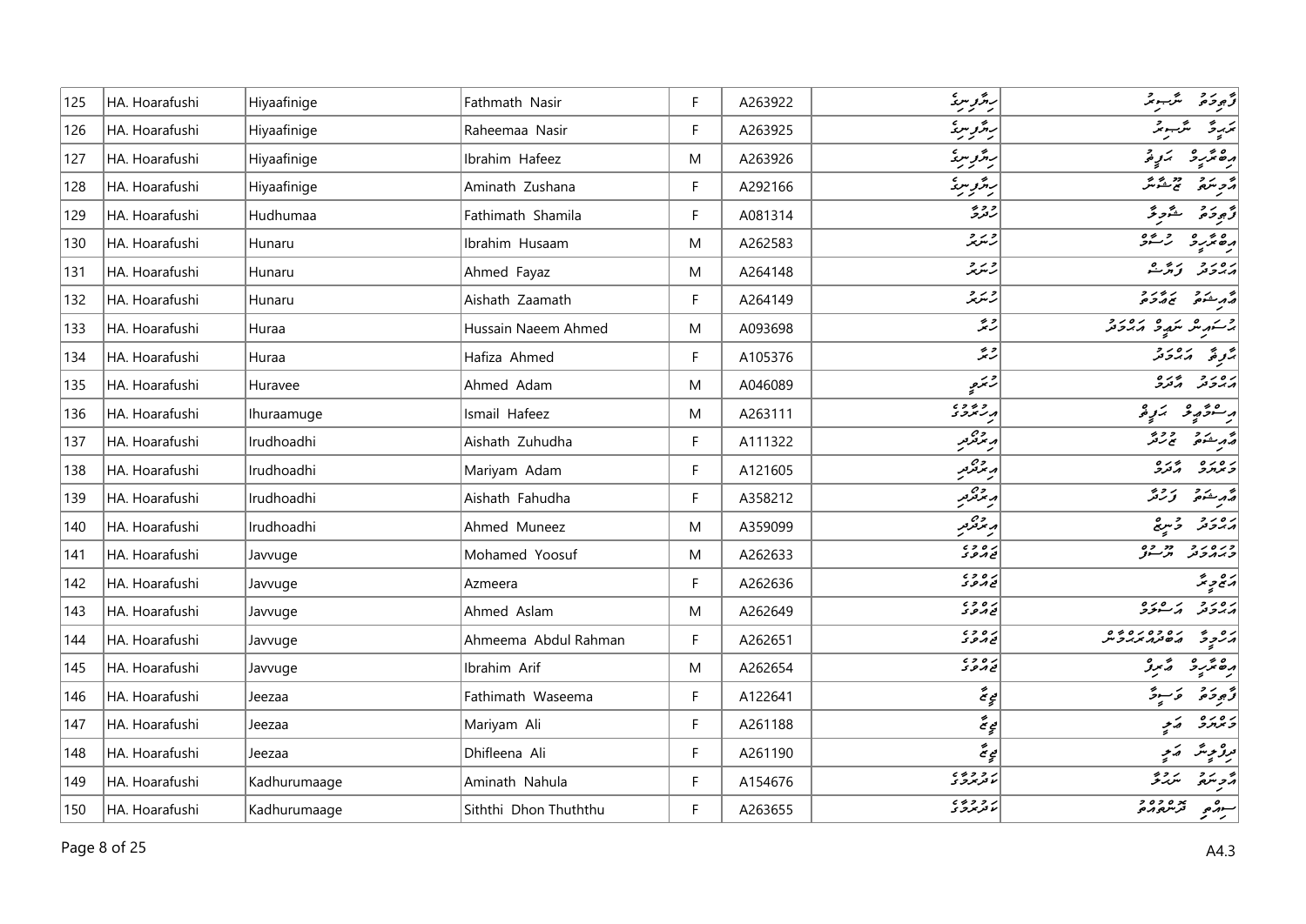| 125 | HA. Hoarafushi | Hiyaafinige | Fathmath Nasir | F | A263922 | ހިޔާފިނިގެ | ފާތިމަތު ނާސިރު |
|---|---|---|---|---|---|---|---|
| 126 | HA. Hoarafushi | Hiyaafinige | Raheemaa Nasir | F | A263925 | ހިޔާފިނިގެ | ރަހީމާ ނާސިރު |
| 127 | HA. Hoarafushi | Hiyaafinige | Ibrahim Hafeez | M | A263926 | ހިޔާފިނިގެ | އިބްރާހީމް ހަފީޒު |
| 128 | HA. Hoarafushi | Hiyaafinige | Aminath Zushana | F | A292166 | ހިޔާފިނިގެ | އާމިނަތު ޒުޝާނާ |
| 129 | HA. Hoarafushi | Hudhumaa | Fathimath Shamila | F | A081314 | ހުދުމާ | ފާތިމަތު ޝާމިލާ |
| 130 | HA. Hoarafushi | Hunaru | Ibrahim Husaam | M | A262583 | ހުނަރު | އިބްރާހީމް ހުސާމް |
| 131 | HA. Hoarafushi | Hunaru | Ahmed Fayaz | M | A264148 | ހުނަރު | އަހްމަދު ފަޔާޒް |
| 132 | HA. Hoarafushi | Hunaru | Aishath Zaamath | F | A264149 | ހުނަރު | އާއިޝަތު ޒައުމަތު |
| 133 | HA. Hoarafushi | Huraa | Hussain Naeem Ahmed | M | A093698 | ހުރާ | ހުސައިން ނައީމް އަހްމަދު |
| 134 | HA. Hoarafushi | Huraa | Hafiza Ahmed | F | A105376 | ހުރާ | ހާފިޒާ އަހްމަދު |
| 135 | HA. Hoarafushi | Huravee | Ahmed Adam | M | A046089 | ހުރަވީ | އަހްމަދު އާދަމް |
| 136 | HA. Hoarafushi | Ihuraamuge | Ismail Hafeez | M | A263111 | އިހުރާމުގެ | އިސްމާއީލް ހަފީޒު |
| 137 | HA. Hoarafushi | Irudhoadhi | Aishath Zuhudha | F | A111322 | އިރުދޯދި | އާއިޝަތު ޒުހުދާ |
| 138 | HA. Hoarafushi | Irudhoadhi | Mariyam Adam | F | A121605 | އިރުދޯދި | މަރިޔަމް އާދަމް |
| 139 | HA. Hoarafushi | Irudhoadhi | Aishath Fahudha | F | A358212 | އިރުދޯދި | އާއިޝަތު ފަހުދާ |
| 140 | HA. Hoarafushi | Irudhoadhi | Ahmed Muneez | M | A359099 | އިރުދޯދި | އަހްމަދު މުނީޒު |
| 141 | HA. Hoarafushi | Javvuge | Mohamed Yoosuf | M | A262633 | ޖައްވުގެ | މުހައްމަދު ޔޫސުފް |
| 142 | HA. Hoarafushi | Javvuge | Azmeera | F | A262636 | ޖައްވުގެ | އަޒްމީރާ |
| 143 | HA. Hoarafushi | Javvuge | Ahmed Aslam | M | A262649 | ޖައްވުގެ | އަހްމަދު އަސްލަމް |
| 144 | HA. Hoarafushi | Javvuge | Ahmeema Abdul Rahman | F | A262651 | ޖައްވުގެ | އަހްމީމާ އަބްދުއްރަހްމާން |
| 145 | HA. Hoarafushi | Javvuge | Ibrahim Arif | M | A262654 | ޖައްވުގެ | އިބްރާހީމް އާރިފް |
| 146 | HA. Hoarafushi | Jeezaa | Fathimath Waseema | F | A122641 | ޖީޒާ | ފާތިމަތު ވަސީމާ |
| 147 | HA. Hoarafushi | Jeezaa | Mariyam Ali | F | A261188 | ޖީޒާ | މަރިޔަމް އަލި |
| 148 | HA. Hoarafushi | Jeezaa | Dhifleena Ali | F | A261190 | ޖީޒާ | ދިފްލީނާ އަލި |
| 149 | HA. Hoarafushi | Kadhurumaage | Aminath Nahula | F | A154676 |ކަދުރުމާގެ | އާމިނަތު ނަހުލާ |
| 150 | HA. Hoarafushi | Kadhurumaage | Siththi Dhon Thuththu | F | A263655 | ކަދުރުމާގެ | ސިއްތި ދޮންތުއްތު |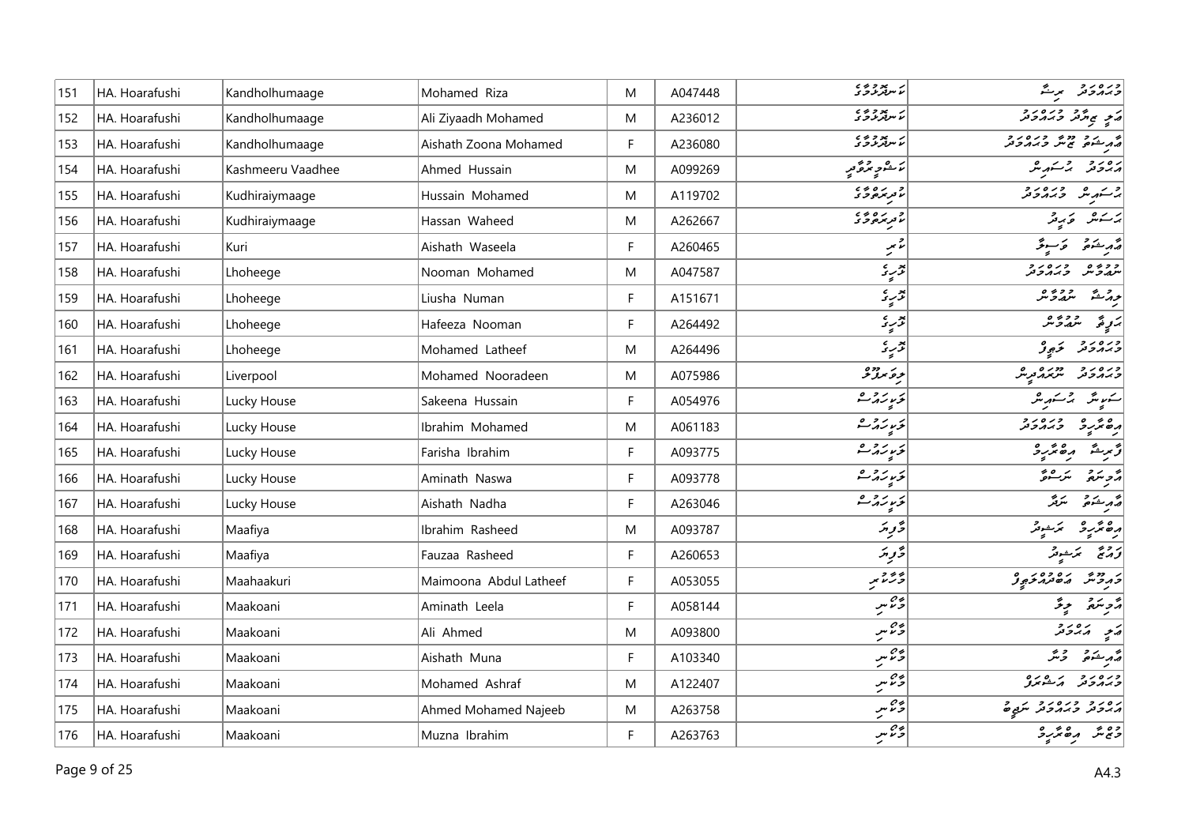| 151 | HA. Hoarafushi | Kandholhumaage | Mohamed Riza | M | A047448 | ކަނޑޮޅުމާގެ | މުހައްމަދު ރިޟާ |
|---|---|---|---|---|---|---|---|
| 152 | HA. Hoarafushi | Kandholhumaage | Ali Ziyaadh Mohamed | M | A236012 | ކަނޑޮޅުމާގެ | ޢަލީ ޒިޔާދު މުހައްމަދު |
| 153 | HA. Hoarafushi | Kandholhumaage | Aishath Zoona Mohamed | F | A236080 | ކަނޑޮޅުމާގެ | ޢާއިޝަތު ޒޫނާ މުހައްމަދު |
| 154 | HA. Hoarafushi | Kashmeeru Vaadhee | Ahmed Hussain | M | A099269 | ކަޝްމީރުވާދީ | އަހުމަދު ހުސައިން |
| 155 | HA. Hoarafushi | Kudhiraiymaage | Hussain Mohamed | M | A119702 | ކުދިރައްމާގެ | ހުސައިން މުހައްމަދު |
| 156 | HA. Hoarafushi | Kudhiraiymaage | Hassan Waheed | M | A262667 | ކުދިރައްމާގެ | ހަސަން ވަހީދު |
| 157 | HA. Hoarafushi | Kuri | Aishath Waseela | F | A260465 | ކުރި | ޢާއިޝަތު ވަސީލާ |
| 158 | HA. Hoarafushi | Lhoheege | Nooman Mohamed | M | A047587 | ޅޮހީގެ | ނުޢުމާން މުހައްމަދު |
| 159 | HA. Hoarafushi | Lhoheege | Liusha Numan | F | A151671 | ޅޮހީގެ | ލިއުޝާ ނުޢުމާން |
| 160 | HA. Hoarafushi | Lhoheege | Hafeeza Nooman | F | A264492 | ޅޮހީގެ | ހަފީޒާ ނުޢުމާން |
| 161 | HA. Hoarafushi | Lhoheege | Mohamed Latheef | M | A264496 | ޅޮހީގެ | މުހައްމަދު ލަޠީފު |
| 162 | HA. Hoarafushi | Liverpool | Mohamed Nooradeen | M | A075986 | ލިވަރޕޫލް | މުހައްމަދު ނޫރައްދީން |
| 163 | HA. Hoarafushi | Lucky House | Sakeena Hussain | F | A054976 | ލަކީހައުސް | ސަކީނާ ހުސައިން |
| 164 | HA. Hoarafushi | Lucky House | Ibrahim Mohamed | M | A061183 | ލަކީހައުސް | އިބްރާހީމް މުހައްމަދު |
| 165 | HA. Hoarafushi | Lucky House | Farisha Ibrahim | F | A093775 | ލަކީހައުސް | ފާރިޝާ އިބްރާހީމް |
| 166 | HA. Hoarafushi | Lucky House | Aminath Naswa | F | A093778 | ލަކީހައުސް | އާމިނަތު ނަސްވާ |
| 167 | HA. Hoarafushi | Lucky House | Aishath Nadha | F | A263046 | ލަކީހައުސް | ޢާއިޝަތު ނަދާ |
| 168 | HA. Hoarafushi | Maafiya | Ibrahim Rasheed | M | A093787 | މާފިޔަ | އިބްރާހީމް ރަޝީދު |
| 169 | HA. Hoarafushi | Maafiya | Fauzaa Rasheed | F | A260653 | މާފިޔަ | ފައުޒާ ރަޝީދު |
| 170 | HA. Hoarafushi | Maahaakuri | Maimoona Abdul Latheef | F | A053055 | މާހާކުރި | މައިމޫނާ ޢަބްދުލްލަޠީފު |
| 171 | HA. Hoarafushi | Maakoani | Aminath Leela | F | A058144 | މާކޯނި | އާމިނަތު ލީލާ |
| 172 | HA. Hoarafushi | Maakoani | Ali Ahmed | M | A093800 | މާކޯނި | ޢަލީ އަހުމަދު |
| 173 | HA. Hoarafushi | Maakoani | Aishath Muna | F | A103340 | މާކޯނި | ޢާއިޝަތު މުނާ |
| 174 | HA. Hoarafushi | Maakoani | Mohamed Ashraf | M | A122407 | މާކޯނި | މުހައްމަދު އަޝްރަފް |
| 175 | HA. Hoarafushi | Maakoani | Ahmed Mohamed Najeeb | M | A263758 | މާކޯނި | އަހުމަދު މުހައްމަދު ނަޖީބު |
| 176 | HA. Hoarafushi | Maakoani | Muzna Ibrahim | F | A263763 | މާކޯނި | މުޒްނާ އިބްރާހީމް |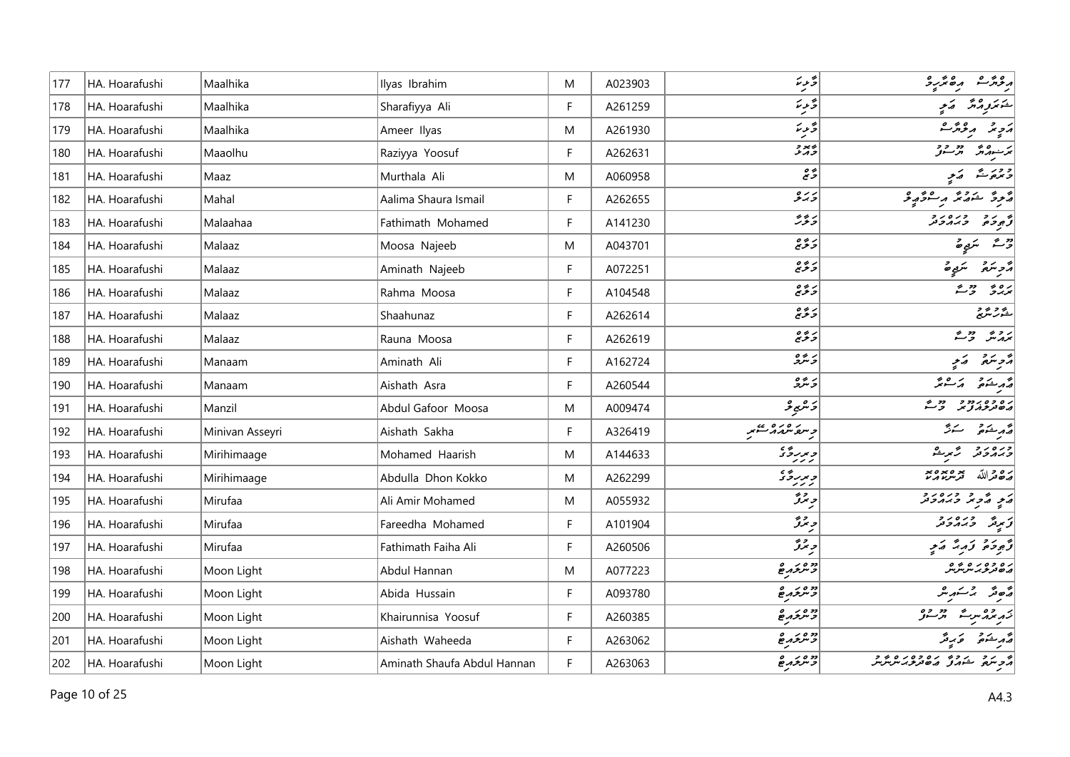| 177 | HA. Hoarafushi | Maalhika | Ilyas Ibrahim | M | A023903 | މާޅިކަ | އިލްޔާސް އިބްރާހީމް |
|---|---|---|---|---|---|---|---|
| 178 | HA. Hoarafushi | Maalhika | Sharafiyya Ali | F | A261259 | މާޅިކަ | ޝަރަފިއްޔާ ޢަލީ |
| 179 | HA. Hoarafushi | Maalhika | Ameer Ilyas | M | A261930 | މާޅިކަ | އަމީރު އިލްޔާސް |
| 180 | HA. Hoarafushi | Maaolhu | Raziyya Yoosuf | F | A262631 | މާއޮޅު | ރަޒިއްޔާ ޔޫސުފް |
| 181 | HA. Hoarafushi | Maaz | Murthala Ali | M | A060958 | މާޒް | މުރްތަލާ ޢަލީ |
| 182 | HA. Hoarafushi | Mahal | Aalima Shaura Ismail | F | A262655 | މަހަލް | އާލިމާ ޝަޢުރާ އިސްމާޢީލް |
| 183 | HA. Hoarafushi | Malaahaa | Fathimath Mohamed | F | A141230 | މަލާހާ | ފާތިމަތު މުޙައްމަދު |
| 184 | HA. Hoarafushi | Malaaz | Moosa Najeeb | M | A043701 | މަލާޒް | މޫސާ ނަޖީބު |
| 185 | HA. Hoarafushi | Malaaz | Aminath Najeeb | F | A072251 | މަލާޒް | އާމިނަތު ނަޖީބު |
| 186 | HA. Hoarafushi | Malaaz | Rahma Moosa | F | A104548 | މަލާޒް | ރަޙްމާ މޫސާ |
| 187 | HA. Hoarafushi | Malaaz | Shaahunaz | F | A262614 | މަލާޒް | ޝާހުނާޒް |
| 188 | HA. Hoarafushi | Malaaz | Rauna Moosa | F | A262619 | މަލާޒް | ރަޢުނާ މޫސާ |
| 189 | HA. Hoarafushi | Manaam | Aminath Ali | F | A162724 | މަނާމް | އާމިނަތު ޢަލީ |
| 190 | HA. Hoarafushi | Manaam | Aishath Asra | F | A260544 | މަނާމް | ޢާއިޝަތު އަސްރާ |
| 191 | HA. Hoarafushi | Manzil | Abdul Gafoor Moosa | M | A009474 | މަންޒިލް | ޢަބްދުލްޣަފޫރު މޫސާ |
| 192 | HA. Hoarafushi | Minivan Asseyri | Aishath Sakha | F | A326419 | މިނިވަންއައްސޭރި | ޢާއިޝަތު ސަޚާ |
| 193 | HA. Hoarafushi | Mirihimaage | Mohamed Haarish | M | A144633 | މިރިހިމާގެ | މުޙައްމަދު ހާރިޝް |
| 194 | HA. Hoarafushi | Mirihimaage | Abdulla Dhon Kokko | M | A262299 | މިރިހިމާގެ | ޢަބްދުﷲ ދޮންކޮއްކޯ |
| 195 | HA. Hoarafushi | Mirufaa | Ali Amir Mohamed | M | A055932 | މިރުފާ | ޢަލީ އާމިރު މުޙައްމަދު |
| 196 | HA. Hoarafushi | Mirufaa | Fareedha Mohamed | F | A101904 | މިރުފާ | ފަރީދާ މުޙައްމަދު |
| 197 | HA. Hoarafushi | Mirufaa | Fathimath Faiha Ali | F | A260506 | މިރުފާ | ފާތިމަތު ފާއިހާ ޢަލީ |
| 198 | HA. Hoarafushi | Moon Light | Abdul Hannan | M | A077223 | މޫންލައިޓް | ޢަބްދުލްހަންނާން |
| 199 | HA. Hoarafushi | Moon Light | Abida Hussain | F | A093780 | މޫންލައިޓް | ޢާބިދާ ހުސައިން |
| 200 | HA. Hoarafushi | Moon Light | Khairunnisa Yoosuf | F | A260385 | މޫންލައިޓް | ޚައިރުއްނިސާ ޔޫސުފް |
| 201 | HA. Hoarafushi | Moon Light | Aishath Waheeda | F | A263062 | މޫންލައިޓް | ޢާއިޝަތު ވަހީދާ |
| 202 | HA. Hoarafushi | Moon Light | Aminath Shaufa Abdul Hannan | F | A263063 | މޫންލައިޓް | އާމިނަތު ޝަޢުފާ ޢަބްދުލްހަންނާން |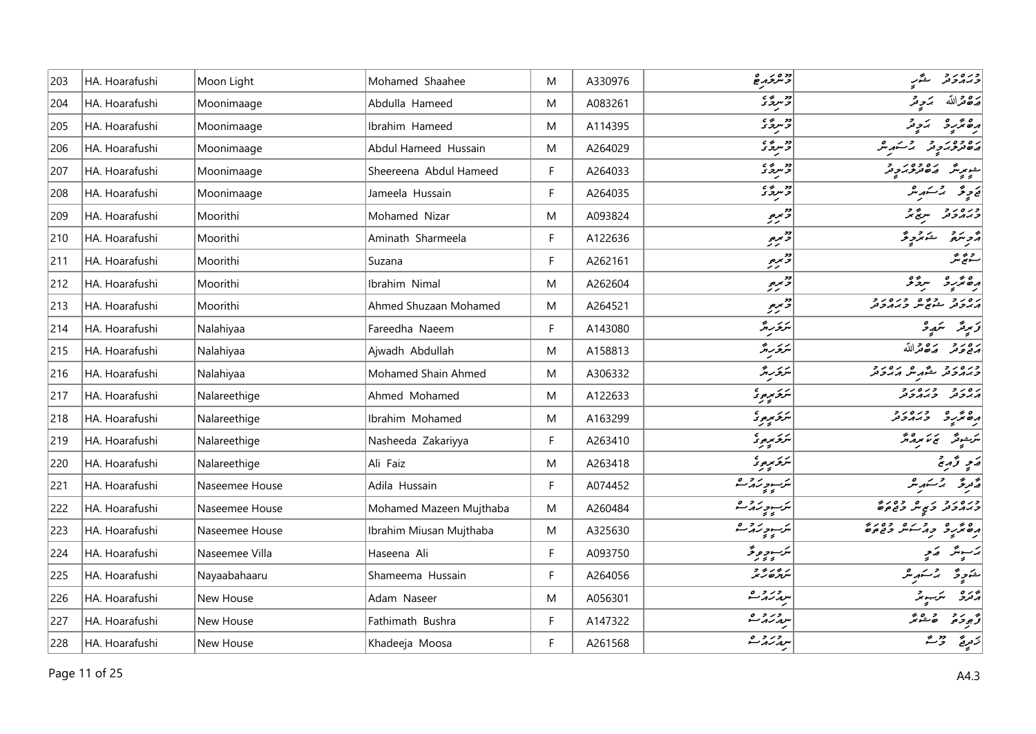| 203 | HA. Hoarafushi | Moon Light | Mohamed Shaahee | M | A330976 | ދޫންލައިޓް | މުހައްމަދު ޝާހީ |
|---|---|---|---|---|---|---|---|
| 204 | HA. Hoarafushi | Moonimaage | Abdulla Hameed | M | A083261 | މޫނިމާގެ | އަބްދުاللهِ ހަމީދު |
| 205 | HA. Hoarafushi | Moonimaage | Ibrahim Hameed | M | A114395 | މޫނިމާގެ | އިބްރާހީމް ހަމީދު |
| 206 | HA. Hoarafushi | Moonimaage | Abdul Hameed Hussain | M | A264029 | މޫނިމާގެ | އަބްދުލްހަމީދު ހުސައިން |
| 207 | HA. Hoarafushi | Moonimaage | Sheereena Abdul Hameed | F | A264033 | މޫނިމާގެ | ޝީރީނާ އަބްދުލްހަމީދު |
| 208 | HA. Hoarafushi | Moonimaage | Jameela Hussain | F | A264035 | މޫނިމާގެ | ޖަމީލާ ހުސައިން |
| 209 | HA. Hoarafushi | Moorithi | Mohamed Nizar | M | A093824 | މޫރިތި | މުހައްމަދު ނިޒާރު |
| 210 | HA. Hoarafushi | Moorithi | Aminath Sharmeela | F | A122636 | މޫރިތި | އާމިނަތު ޝަރްމީލާ |
| 211 | HA. Hoarafushi | Moorithi | Suzana | F | A262161 | މޫރިތި | ސުޒާނާ |
| 212 | HA. Hoarafushi | Moorithi | Ibrahim Nimal | M | A262604 | މޫރިތި | އިބްރާހީމް ނިމާލް |
| 213 | HA. Hoarafushi | Moorithi | Ahmed Shuzaan Mohamed | M | A264521 | މޫރިތި | އަހްމަދު ޝުޒާން މުހައްމަދު |
| 214 | HA. Hoarafushi | Nalahiyaa | Fareedha Naeem | F | A143080 | ނަލަހިޔާ | ފަރީދާ ނައީމް |
| 215 | HA. Hoarafushi | Nalahiyaa | Ajwadh Abdullah | M | A158813 | ނަލަހިޔާ | އަޖްވަދު އަބްދުاللهِ |
| 216 | HA. Hoarafushi | Nalahiyaa | Mohamed Shain Ahmed | M | A306332 | ނަލަހިޔާ | މުހައްމަދު ޝާއިން އަހްމަދު |
| 217 | HA. Hoarafushi | Nalareethige | Ahmed Mohamed | M | A122633 | ނަލަރީތިގެ | އަހްމަދު މުހައްމަދު |
| 218 | HA. Hoarafushi | Nalareethige | Ibrahim Mohamed | M | A163299 | ނަލަރީތިގެ | އިބްރާހީމް މުހައްމަދު |
| 219 | HA. Hoarafushi | Nalareethige | Nasheeda Zakariyya | F | A263410 | ނަލަރީތިގެ | ނަޝީދާ ޒަކަރިއްޔާ |
| 220 | HA. Hoarafushi | Nalareethige | Ali Faiz | M | A263418 | ނަލަރީތިގެ | އަލި ފާއިޒު |
| 221 | HA. Hoarafushi | Naseemee House | Adila Hussain | F | A074452 | ނަސީމީހައުސް | އާދިލާ ހުސައިން |
| 222 | HA. Hoarafushi | Naseemee House | Mohamed Mazeen Mujthaba | M | A260484 | ނަސީމީހައުސް | މުހައްމަދު މަޒީން މުޖްތަބާ |
| 223 | HA. Hoarafushi | Naseemee House | Ibrahim Miusan Mujthaba | M | A325630 | ނަސީމީހައުސް | އިބްރާހީމް މިއުސަން މުޖްތަބާ |
| 224 | HA. Hoarafushi | Naseemee Villa | Haseena Ali | F | A093750 | ނަސީމީވިލާ | ހަސީނާ އަލި |
| 225 | HA. Hoarafushi | Nayaabahaaru | Shameema Hussain | F | A264056 | ނަޔާބަހާރު | ޝަމީމާ ހުސައިން |
| 226 | HA. Hoarafushi | New House | Adam Naseer | M | A056301 | ނިއުހައުސް | އާދަމް ނަސީރު |
| 227 | HA. Hoarafushi | New House | Fathimath Bushra | F | A147322 | ނިއުހައުސް | ފާތިމަތު ބުޝްރާ |
| 228 | HA. Hoarafushi | New House | Khadeeja Moosa | F | A261568 | ނިއުހައުސް | ޚަދީޖާ މޫސާ |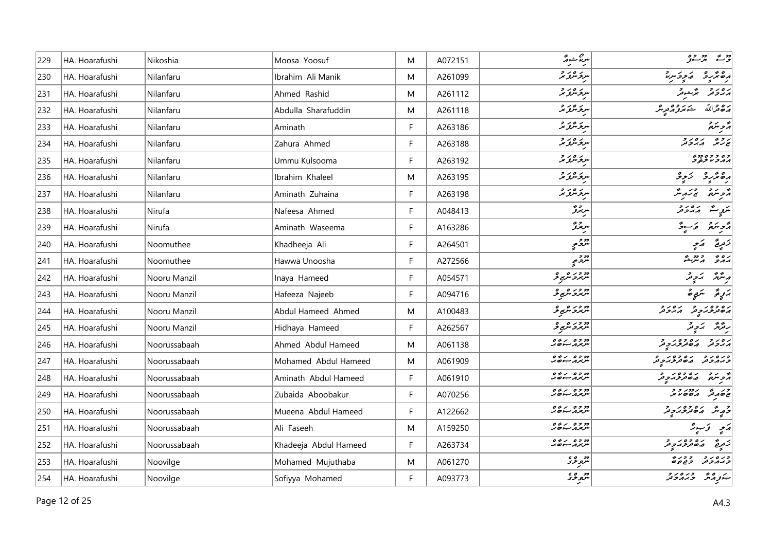| 229 | HA. Hoarafushi | Nikoshia | Moosa Yoosuf | M | A072151 | سِرِنَاشِيَا | ދޫސާ ޔޫސުފް |
|---|---|---|---|---|---|---|---|
| 230 | HA. Hoarafushi | Nilanfaru | Ibrahim Ali Manik | M | A261099 | ނިލަންފަރު | އިބްރާހީމް އަލިމަނިކު |
| 231 | HA. Hoarafushi | Nilanfaru | Ahmed Rashid | M | A261112 | ނިލަންފަރު | އަޙްމަދު ރާޝިދު |
| 232 | HA. Hoarafushi | Nilanfaru | Abdulla Sharafuddin | M | A261118 | ނިލަންފަރު | އަބްދުﷲ ޝަރަފުއްދީން |
| 233 | HA. Hoarafushi | Nilanfaru | Aminath | F | A263186 | ނިލަންފަރު | އާމިނަތު |
| 234 | HA. Hoarafushi | Nilanfaru | Zahura Ahmed | F | A263188 | ނިލަންފަރު | ޒަހުރާ އަޙްމަދު |
| 235 | HA. Hoarafushi | Nilanfaru | Ummu Kulsooma | F | A263192 | ނިލަންފަރު | އުއްމުކުލްސޫމާ |
| 236 | HA. Hoarafushi | Nilanfaru | Ibrahim Khaleel | M | A263195 | ނިލަންފަރު | އިބްރާހީމް ޚަލީލް |
| 237 | HA. Hoarafushi | Nilanfaru | Aminath Zuhaina | F | A263198 | ނިލަންފަރު | އާމިނަތު ޒުހައިނާ |
| 238 | HA. Hoarafushi | Nirufa | Nafeesa Ahmed | F | A048413 | ނިރުފާ | ނަފީސާ އަޙްމަދު |
| 239 | HA. Hoarafushi | Nirufa | Aminath Waseema | F | A163286 | ނިރުފާ | އާމިނަތު ވަސީމާ |
| 240 | HA. Hoarafushi | Noomuthee | Khadheeja Ali | F | A264501 | ނޫމުތީ | ޚަދީޖާ އަލި |
| 241 | HA. Hoarafushi | Noomuthee | Hawwa Unoosha | F | A272566 | ނޫމުތީ | ހައްވާ އުނޫޝާ |
| 242 | HA. Hoarafushi | Nooru Manzil | Inaya Hameed | F | A054571 | ނޫރުމަންޒިލް | އިނާޔާ ހަމީދު |
| 243 | HA. Hoarafushi | Nooru Manzil | Hafeeza Najeeb | F | A094716 | ނޫރުމަންޒިލް | ހަފީޒާ ނަޖީބު |
| 244 | HA. Hoarafushi | Nooru Manzil | Abdul Hameed Ahmed | M | A100483 | ނޫރުމަންޒިލް | އަބްދުލްހަމީދު އަޙްމަދު |
| 245 | HA. Hoarafushi | Nooru Manzil | Hidhaya Hameed | F | A262567 | ނޫރުމަންޒިލް | ހިދާޔާ ހަމީދު |
| 246 | HA. Hoarafushi | Noorussabaah | Ahmed Abdul Hameed | M | A061138 | ނޫރުއްސަބާޙް | އަޙްމަދު އަބްދުލްހަމީދު |
| 247 | HA. Hoarafushi | Noorussabaah | Mohamed Abdul Hameed | M | A061909 | ނޫރުއްސަބާޙް | މުޙައްމަދު އަބްދުލްހަމީދު |
| 248 | HA. Hoarafushi | Noorussabaah | Aminath Abdul Hameed | F | A061910 | ނޫރުއްސަބާޙް | އާމިނަތު އަބްދުލްހަމީދު |
| 249 | HA. Hoarafushi | Noorussabaah | Zubaida Aboobakur | F | A070256 | ނޫރުއްސަބާޙް | ޒުބައިދާ އަބޫބަކުރު |
| 250 | HA. Hoarafushi | Noorussabaah | Mueena Abdul Hameed | F | A122662 | ނޫރުއްސަބާޙް | މުޢީނާ އަބްދުލްހަމީދު |
| 251 | HA. Hoarafushi | Noorussabaah | Ali Faseeh | M | A159250 | ނޫރުއްސަބާޙް | އަލި ފަޞީޙު |
| 252 | HA. Hoarafushi | Noorussabaah | Khadeeja Abdul Hameed | F | A263734 | ނޫރުއްސަބާޙް | ޚަދީޖާ އަބްދުލްހަމީދު |
| 253 | HA. Hoarafushi | Noovilge | Mohamed Mujuthaba | M | A061270 | ނޫވިލްގެ | މުޙައްމަދު މުޖުތަބާ |
| 254 | HA. Hoarafushi | Noovilge | Sofiyya Mohamed | F | A093773 | ނޫވިލްގެ | ސަފިއްޔާ މުޙައްމަދު |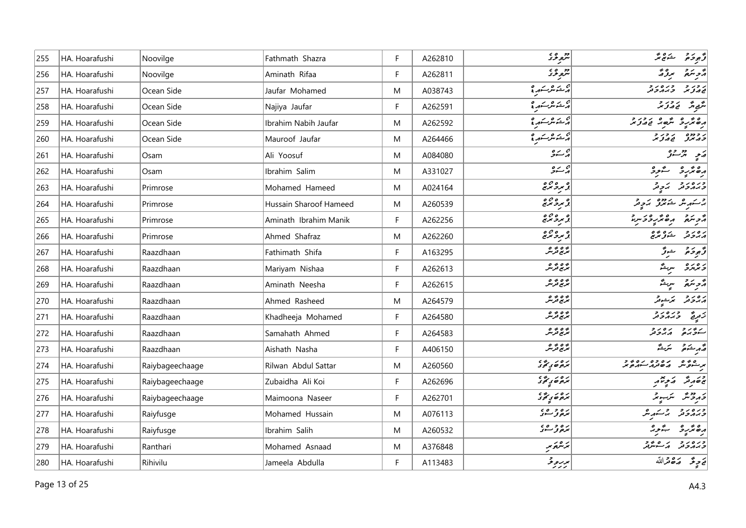| 255 | HA. Hoarafushi | Noovilge | Fathmath Shazra | F | A262810 | ނޫވިލްގެ | ފާތިމަތު ޝަޒްރާ |
|---|---|---|---|---|---|---|---|
| 256 | HA. Hoarafushi | Noovilge | Aminath Rifaa | F | A262811 | ނޫވިލްގެ | އާމިނަތު ރިފާ |
| 257 | HA. Hoarafushi | Ocean Side | Jaufar Mohamed | M | A038743 | އޯޝަންސައިޑް | ޖައުފަރު މުޙައްމަދު |
| 258 | HA. Hoarafushi | Ocean Side | Najiya Jaufar | F | A262591 | އޯޝަންސައިޑް | ނާޖިޔާ ޖައުފަރު |
| 259 | HA. Hoarafushi | Ocean Side | Ibrahim Nabih Jaufar | M | A262592 | އޯޝަންސައިޑް | އިބްރާހީމް ނާބިހް ޖައުފަރު |
| 260 | HA. Hoarafushi | Ocean Side | Mauroof Jaufar | M | A264466 | އޯޝަންސައިޑް | މައުރޫފް ޖައުފަރު |
| 261 | HA. Hoarafushi | Osam | Ali Yoosuf | M | A084080 | އޯސަމް | އަލި ޔޫސުފް |
| 262 | HA. Hoarafushi | Osam | Ibrahim Salim | M | A331027 | އޯސަމް | އިބްރާހީމް ސާލިމް |
| 263 | HA. Hoarafushi | Primrose | Mohamed Hameed | M | A024164 | ޕްރިމްރޯޒް | މުޙައްމަދު ހަމީދު |
| 264 | HA. Hoarafushi | Primrose | Hussain Sharoof Hameed | M | A260539 | ޕްރިމްރޯޒް | ހުސައިން ޝަރޫފް ހަމީދު |
| 265 | HA. Hoarafushi | Primrose | Aminath Ibrahim Manik | F | A262256 | ޕްރިމްރޯޒް | އާމިނަތު އިބްރާހީމްމަނިކު |
| 266 | HA. Hoarafushi | Primrose | Ahmed Shafraz | M | A262260 | ޕްރިމްރޯޒް | އަޙްމަދު ޝަފްރާޒް |
| 267 | HA. Hoarafushi | Raazdhaan | Fathimath Shifa | F | A163295 | ރާޒްދާން | ފާތިމަތު ޝިފާ |
| 268 | HA. Hoarafushi | Raazdhaan | Mariyam Nishaa | F | A262613 | ރާޒްދާން | މަރިޔަމް ނިޝާ |
| 269 | HA. Hoarafushi | Raazdhaan | Aminath Neesha | F | A262615 | ރާޒްދާން | އާމިނަތު ނީޝާ |
| 270 | HA. Hoarafushi | Raazdhaan | Ahmed Rasheed | M | A264579 | ރާޒްދާން | އަޙްމަދު ރަޝީދު |
| 271 | HA. Hoarafushi | Raazdhaan | Khadheeja Mohamed | F | A264580 | ރާޒްދާން | ޚަދީޖާ މުޙައްމަދު |
| 272 | HA. Hoarafushi | Raazdhaan | Samahath Ahmed | F | A264583 | ރާޒްދާން | ސަމާހަތު އަޙްމަދު |
| 273 | HA. Hoarafushi | Raazdhaan | Aishath Nasha | F | A406150 | ރާޒްދާން | އާއިޝަތު ނަޝާ |
| 274 | HA. Hoarafushi | Raiybageechaage | Rilwan Abdul Sattar | M | A260560 | ރައްބަގީޗާގެ | ރިލްވާން އަބްދުލްސައްތާރު |
| 275 | HA. Hoarafushi | Raiybageechaage | Zubaidha Ali Koi | F | A262696 | ރައްބަގީޗާގެ | ޒުބައިދާ އަލިކޮއި |
| 276 | HA. Hoarafushi | Raiybageechaage | Maimoona Naseer | F | A262701 | ރައްބަގީޗާގެ | މައިމޫނާ ނަސީރު |
| 277 | HA. Hoarafushi | Raiyfusge | Mohamed Hussain | M | A076113 | ރައްފުސްގެ | މުޙައްމަދު ހުސައިން |
| 278 | HA. Hoarafushi | Raiyfusge | Ibrahim Salih | M | A260532 | ރައްފުސްގެ | އިބްރާހީމް ސާލިހް |
| 279 | HA. Hoarafushi | Ranthari | Mohamed Asnaad | M | A376848 | ރަންތަރި | މުޙައްމަދު އަސްނާދު |
| 280 | HA. Hoarafushi | Rihivilu | Jameela Abdulla | F | A113483 | ރިހިވިލު | ޖަމީލާ އަބްދުﷲ |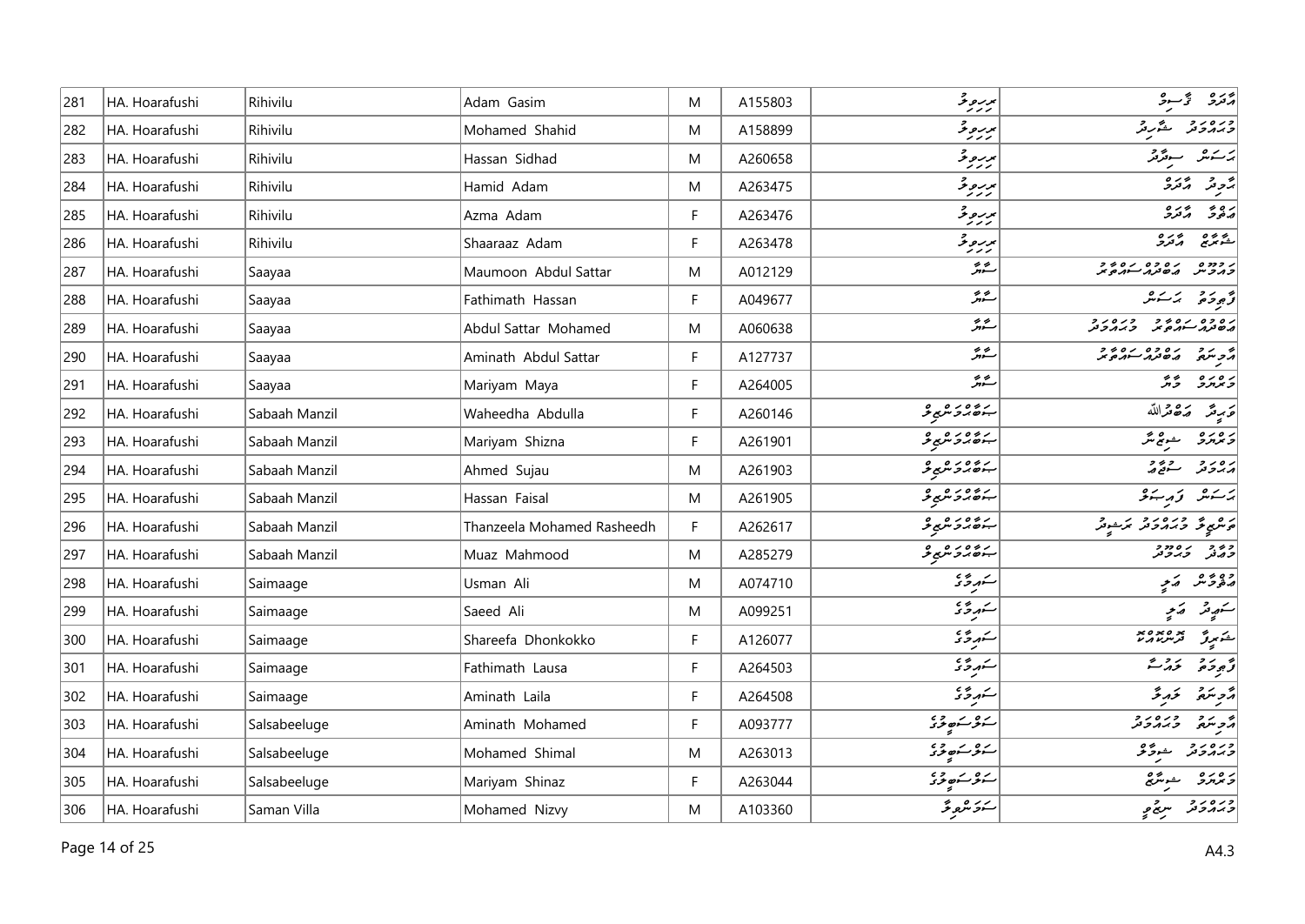| 281 | HA. Hoarafushi | Rihivilu | Adam Gasim | M | A155803 | ރިހިވިލު | އާދަމް ގާސިމް |
|---|---|---|---|---|---|---|---|
| 282 | HA. Hoarafushi | Rihivilu | Mohamed Shahid | M | A158899 | ރިހިވިލު | މުހައްމަދު ޝާހިދު |
| 283 | HA. Hoarafushi | Rihivilu | Hassan Sidhad | M | A260658 | ރިހިވިލު | ހަސަން ސިދްހާދު |
| 284 | HA. Hoarafushi | Rihivilu | Hamid Adam | M | A263475 | ރިހިވިލު | ހާމިދު އާދަމް |
| 285 | HA. Hoarafushi | Rihivilu | Azma Adam | F | A263476 | ރިހިވިލު | އަޒްމާ އާދަމް |
| 286 | HA. Hoarafushi | Rihivilu | Shaaraaz Adam | F | A263478 | ރިހިވިލު | ޝާރާޒް އާދަމް |
| 287 | HA. Hoarafushi | Saayaa | Maumoon Abdul Sattar | M | A012129 | ސާޔާ | މައުމޫން އަބްދުލް ސައްތާރު |
| 288 | HA. Hoarafushi | Saayaa | Fathimath Hassan | F | A049677 | ސާޔާ | ފާތިމަތު ހަސަން |
| 289 | HA. Hoarafushi | Saayaa | Abdul Sattar Mohamed | M | A060638 | ސާޔާ | އަބްދުލް ސައްތާރު މުހައްމަދު |
| 290 | HA. Hoarafushi | Saayaa | Aminath Abdul Sattar | F | A127737 | ސާޔާ | އާމިނަތު އަބްދުލް ސައްތާރު |
| 291 | HA. Hoarafushi | Saayaa | Mariyam Maya | F | A264005 | ސާޔާ | މަރިޔަމް މާޔާ |
| 292 | HA. Hoarafushi | Sabaah Manzil | Waheedha Abdulla | F | A260146 | ސަބާހްމަންޒިލް | ވަހީދާ އަބްދުﷲ |
| 293 | HA. Hoarafushi | Sabaah Manzil | Mariyam Shizna | F | A261901 | ސަބާހްމަންޒިލް | މަރިޔަމް ޝިޒްނާ |
| 294 | HA. Hoarafushi | Sabaah Manzil | Ahmed Sujau | M | A261903 | ސަބާހްމަންޒިލް | އަހްމަދު ސުޖާއު |
| 295 | HA. Hoarafushi | Sabaah Manzil | Hassan Faisal | M | A261905 | ސަބާހްމަންޒިލް | ހަސަން ފައިސަލް |
| 296 | HA. Hoarafushi | Sabaah Manzil | Thanzeela Mohamed Rasheedh | F | A262617 | ސަބާހްމަންޒިލް | ތަންޒީލާ މުހައްމަދު ރަޝީދު |
| 297 | HA. Hoarafushi | Sabaah Manzil | Muaz Mahmood | M | A285279 | ސަބާހްމަންޒިލް | މުޢާޒު މަޙްމޫދު |
| 298 | HA. Hoarafushi | Saimaage | Usman Ali | M | A074710 | ސައިމާގެ | އުތުމާން އަލި |
| 299 | HA. Hoarafushi | Saimaage | Saeed Ali | M | A099251 | ސައިމާގެ | ސައީދު އަލި |
| 300 | HA. Hoarafushi | Saimaage | Shareefa Dhonkokko | F | A126077 | ސައިމާގެ | ޝަރީފާ ދޮންކޮއްކޮ |
| 301 | HA. Hoarafushi | Saimaage | Fathimath Lausa | F | A264503 | ސައިމާގެ | ފާތިމަތު ލައުސާ |
| 302 | HA. Hoarafushi | Saimaage | Aminath Laila | F | A264508 | ސައިމާގެ | އާމިނަތު ލައިލާ |
| 303 | HA. Hoarafushi | Salsabeeluge | Aminath Mohamed | F | A093777 | ސަލްސަބީލުގެ | އާމިނަތު މުހައްމަދު |
| 304 | HA. Hoarafushi | Salsabeeluge | Mohamed Shimal | M | A263013 | ސަލްސަބީލުގެ | މުހައްމަދު ޝިމާލް |
| 305 | HA. Hoarafushi | Salsabeeluge | Mariyam Shinaz | F | A263044 | ސަލްސަބީލުގެ | މަރިޔަމް ޝިނާޒް |
| 306 | HA. Hoarafushi | Saman Villa | Mohamed Nizvy | M | A103360 | ސަމަންވިލާ | މުހައްމަދު ނިޒްވީ |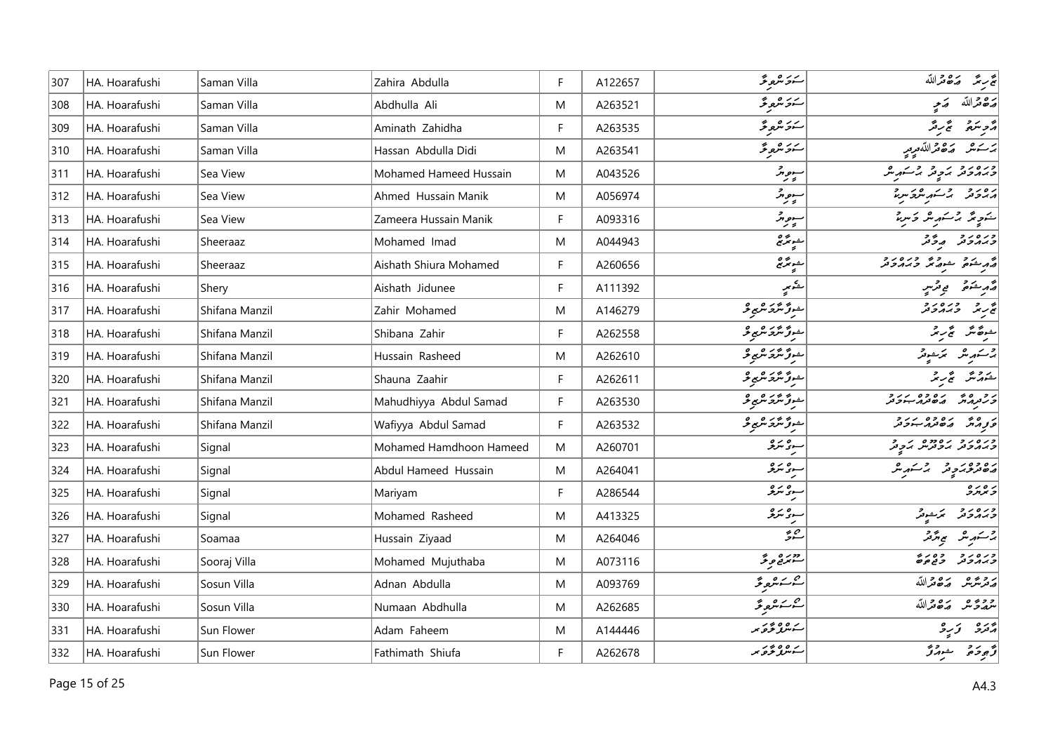| 307 | HA. Hoarafushi | Saman Villa | Zahira Abdulla | F | A122657 | سَوَ سْمُوِ تَرَ | ڠَرِ بَرَ ئَرَ ئَرَسُوْلُ اللهُ |
|---|---|---|---|---|---|---|---|
| 308 | HA. Hoarafushi | Saman Villa | Abdhulla Ali | M | A263521 | سَوَ سْمُوِ تَرَ | ئَرَ ئَرَسُوْلُ اللهُ ئَرَمُ |
| 309 | HA. Hoarafushi | Saman Villa | Aminath Zahidha | F | A263535 | سَوَ سْمُوِ تَرَ | ئَرُ سَرَ يَرِ تَرُ |
| 310 | HA. Hoarafushi | Saman Villa | Hassan Abdulla Didi | M | A263541 | سَوَ سْمُوِ تَرَ | بَرَ سَرَسُ ئَرَ ئَرَسُوْلُ اللهِ مِرِمِرِ |
| 311 | HA. Hoarafushi | Sea View | Mohamed Hameed Hussain | M | A043526 | سِوِ مُرُ | وَرَ ئَرَ وَرُ بَرَ وِرُ بُرُ سَرِ سُ |
| 312 | HA. Hoarafushi | Sea View | Ahmed Hussain Manik | M | A056974 | سِوِ مُرُ | ئَرَ بَرَ وَرُ بُرُ سَرِ سُرُ وَ سِرُ |
| 313 | HA. Hoarafushi | Sea View | Zameera Hussain Manik | F | A093316 | سِوِ مُرُ | سَوِ بَرُ بُرُ سَرِ سُرُ وَ سِرُ |
| 314 | HA. Hoarafushi | Sheeraaz | Mohamed Imad | M | A044943 | شِوِ بَرَ ج | وَرَ ئَرَ وَرُ ئِرِ وَّرُ |
| 315 | HA. Hoarafushi | Sheeraaz | Aishath Shiura Mohamed | F | A260656 | شِوِ بَرَ ج | ئَرِ سَوَ شِرُ ئَرَ وَرَ ئَرَ وَرُ |
| 316 | HA. Hoarafushi | Shery | Aishath Jidunee | F | A111392 | شَوِ مِرِ | ئَرِ سَوَ مِرُ مِرُ سِرِ |
| 317 | HA. Hoarafushi | Shifana Manzil | Zahir Mohamed | M | A146279 | شِوِ تَرَ سَرَ وَ سَرِ ج وَ | يَرِ بَرُ وَرَ ئَرَ وَرُ |
| 318 | HA. Hoarafushi | Shifana Manzil | Shibana Zahir | F | A262558 | شِوِ تَرَ سَرَ وَ سَرِ ج وَ | شِوِ ئَرَ سَرَ يَرِ بَرُ |
| 319 | HA. Hoarafushi | Shifana Manzil | Hussain Rasheed | M | A262610 | شِوِ تَرَ سَرَ وَ سَرِ ج وَ | بُرُ سَرِ سُ بَرَ شِوِ تَرُ |
| 320 | HA. Hoarafushi | Shifana Manzil | Shauna Zaahir | F | A262611 | شِوِ تَرَ سَرَ وَ سَرِ ج وَ | شَوُ سُ يَرِ بَرُ |
| 321 | HA. Hoarafushi | Shifana Manzil | Mahudhiyya Abdul Samad | F | A263530 | شِوِ تَرَ سَرَ وَ سَرِ ج وَ | وَرُ ئِرِ ئَرَ ئَرَ ئَرُ وَرُ سَرَ وَرُ |
| 322 | HA. Hoarafushi | Shifana Manzil | Wafiyya Abdul Samad | F | A263532 | شِوِ تَرَ سَرَ وَ سَرِ ج وَ | وَرِ ئَرَ ئَرَ ئَرُ وَرُ سَرَ وَرُ |
| 323 | HA. Hoarafushi | Signal | Mohamed Hamdhoon Hameed | M | A260701 | سِوِ سَرَ وُ | وَرَ ئَرَ وَرُ بَرَ وَ تَرُ سُ بَرَ وِرُ |
| 324 | HA. Hoarafushi | Signal | Abdul Hameed Hussain | M | A264041 | سِوِ سَرَ وُ | ئَرَ ئَرُ وَرُ بَرَ وِرُ بُرُ سَرِ سُ |
| 325 | HA. Hoarafushi | Signal | Mariyam | F | A286544 | سِوِ سَرَ وُ | وَ بَرُ بَرَ وُ |
| 326 | HA. Hoarafushi | Signal | Mohamed Rasheed | M | A413325 | سِوِ سَرَ وُ | وَرَ ئَرَ وَرُ بَرَ شِوِ تَرُ |
| 327 | HA. Hoarafushi | Soamaa | Hussain Ziyaad | M | A264046 | سُوَ | بُرُ سَرِ سُ سِ بَرَ تَرُ |
| 328 | HA. Hoarafushi | Sooraj Villa | Mohamed Mujuthaba | M | A073116 | سُوْ بَرَ ج وِ تَرَ | وَرَ ئَرَ وَرُ وُ جُ وَ ئَرَ |
| 329 | HA. Hoarafushi | Sosun Villa | Adnan Abdulla | M | A093769 | سُو سَرُ سْ وِ تَرَ | ئَرُ تَرَ سَرُ ئَرَ ئَرَسُوْلُ اللهُ |
| 330 | HA. Hoarafushi | Sosun Villa | Numaan Abdhulla | M | A262685 | سُو سَرُ سْ وِ تَرَ | سُرُ وَرَ سُ ئَرَ ئَرَسُوْلُ اللهُ |
| 331 | HA. Hoarafushi | Sun Flower | Adam Faheem | M | A144446 | سَرُ سْرُ وُ تَرَ وَ بَرُ | ئَرَ تَرَ وُ وَ بَرِ وُ |
| 332 | HA. Hoarafushi | Sun Flower | Fathimath Shiufa | F | A262678 | سَرُ سْرُ وُ تَرَ وَ بَرُ | وُ ئَرِ وَ ئَرُ شِرُ ئَرَ تَرَ |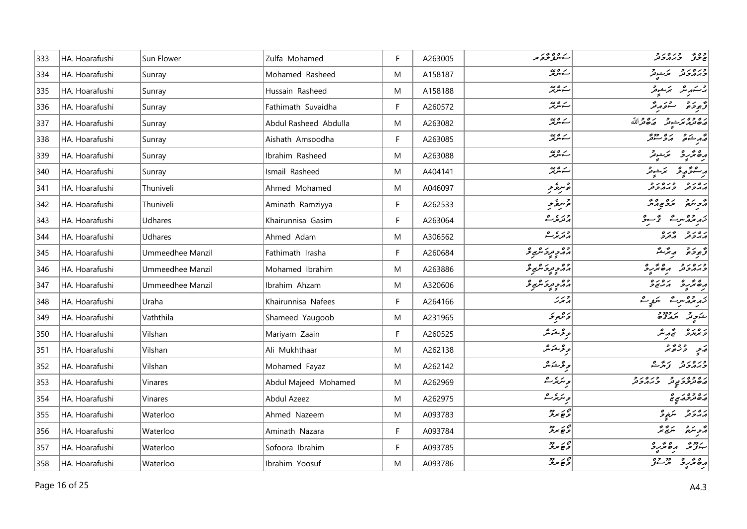| 333 | HA. Hoarafushi | Sun Flower | Zulfa Mohamed | F | A263005 | سَن فْلَوَر | ޒުލްފާ މުޙައްމަދު |
|---|---|---|---|---|---|---|---|
| 334 | HA. Hoarafushi | Sunray | Mohamed Rasheed | M | A158187 | ސަންރޭ | މުޙައްމަދު ރަޝީދު |
| 335 | HA. Hoarafushi | Sunray | Hussain Rasheed | M | A158188 | ސަންރޭ | ޙުސައިން ރަޝީދު |
| 336 | HA. Hoarafushi | Sunray | Fathimath Suvaidha | F | A260572 | ސަންރޭ | ފާތިމަތު ސުވައިދާ |
| 337 | HA. Hoarafushi | Sunray | Abdul Rasheed Abdulla | M | A263082 | ސަންރޭ | އަބްދުއްރަޝީދު އަބްދުﷲ |
| 338 | HA. Hoarafushi | Sunray | Aishath Amsoodha | F | A263085 | ސަންރޭ | އާއިޝަތު އަމްސޫދާ |
| 339 | HA. Hoarafushi | Sunray | Ibrahim Rasheed | M | A263088 | ސަންރޭ | އިބްރާހީމް ރަޝީދު |
| 340 | HA. Hoarafushi | Sunray | Ismail Rasheed | M | A404141 | ސަންރޭ | އިސްމާޢީލް ރަޝީދު |
| 341 | HA. Hoarafushi | Thuniveli | Ahmed Mohamed | M | A046097 | ތުނިވެލި | އަޙްމަދު މުޙައްމަދު |
| 342 | HA. Hoarafushi | Thuniveli | Aminath Ramziyya | F | A262533 | ތުނިވެލި | އާމިނަތު ރަމްޒިއްޔާ |
| 343 | HA. Hoarafushi | Udhares | Khairunnisa Gasim | F | A263064 | އުދަރެސް | ޚައިރުއްނިސާ ޤާސިމް |
| 344 | HA. Hoarafushi | Udhares | Ahmed Adam | M | A306562 | އުދަރެސް | އަޙްމަދު އާދަމް |
| 345 | HA. Hoarafushi | Ummeedhee Manzil | Fathimath Irasha | F | A260684 | އުއްމީދީމަންޒިލް | ފާތިމަތު އިރާޝާ |
| 346 | HA. Hoarafushi | Ummeedhee Manzil | Mohamed Ibrahim | M | A263886 | އުއްމީދީމަންޒިލް | މުޙައްމަދު އިބްރާހީމް |
| 347 | HA. Hoarafushi | Ummeedhee Manzil | Ibrahim Ahzam | M | A320606 | އުއްމީދީމަންޒިލް | އިބްރާހީމް އަޙްޒަމް |
| 348 | HA. Hoarafushi | Uraha | Khairunnisa Nafees | F | A264166 | އުރަހަ | ޚައިރުއްނިސާ ނަފީސް |
| 349 | HA. Hoarafushi | Vaththila | Shameed Yaugoob | M | A231965 | ވައްތިލަ | ޝަމީދު ޔަޢުޤޫބު |
| 350 | HA. Hoarafushi | Vilshan | Mariyam Zaain | F | A260525 | ވިލްޝަން | މަރިޔަމް ޒާއިން |
| 351 | HA. Hoarafushi | Vilshan | Ali Mukhthaar | M | A262138 | ވިލްޝަން | އަލި މުޚްތާރު |
| 352 | HA. Hoarafushi | Vilshan | Mohamed Fayaz | M | A262142 | ވިލްޝަން | މުޙައްމަދު ފައްޔާޒް |
| 353 | HA. Hoarafushi | Vinares | Abdul Majeed Mohamed | M | A262969 | ވިނަރެސް | އަބްދުލްމަޖީދު މުޙައްމަދު |
| 354 | HA. Hoarafushi | Vinares | Abdul Azeez | M | A262975 | ވިނަރެސް | އަބްދުލްޢަޒީޒް |
| 355 | HA. Hoarafushi | Waterloo | Ahmed Nazeem | M | A093783 | ވޯޓަރލޫ | އަޙްމަދު ނަޒީމް |
| 356 | HA. Hoarafushi | Waterloo | Aminath Nazara | F | A093784 | ވޯޓަރލޫ | އާމިނަތު ނަޒާރާ |
| 357 | HA. Hoarafushi | Waterloo | Sofoora Ibrahim | F | A093785 | ވޯޓަރލޫ | ސަފޫރާ އިބްރާހީމް |
| 358 | HA. Hoarafushi | Waterloo | Ibrahim Yoosuf | M | A093786 | ވޯޓަރލޫ | އިބްރާހީމް ޔޫސުފް |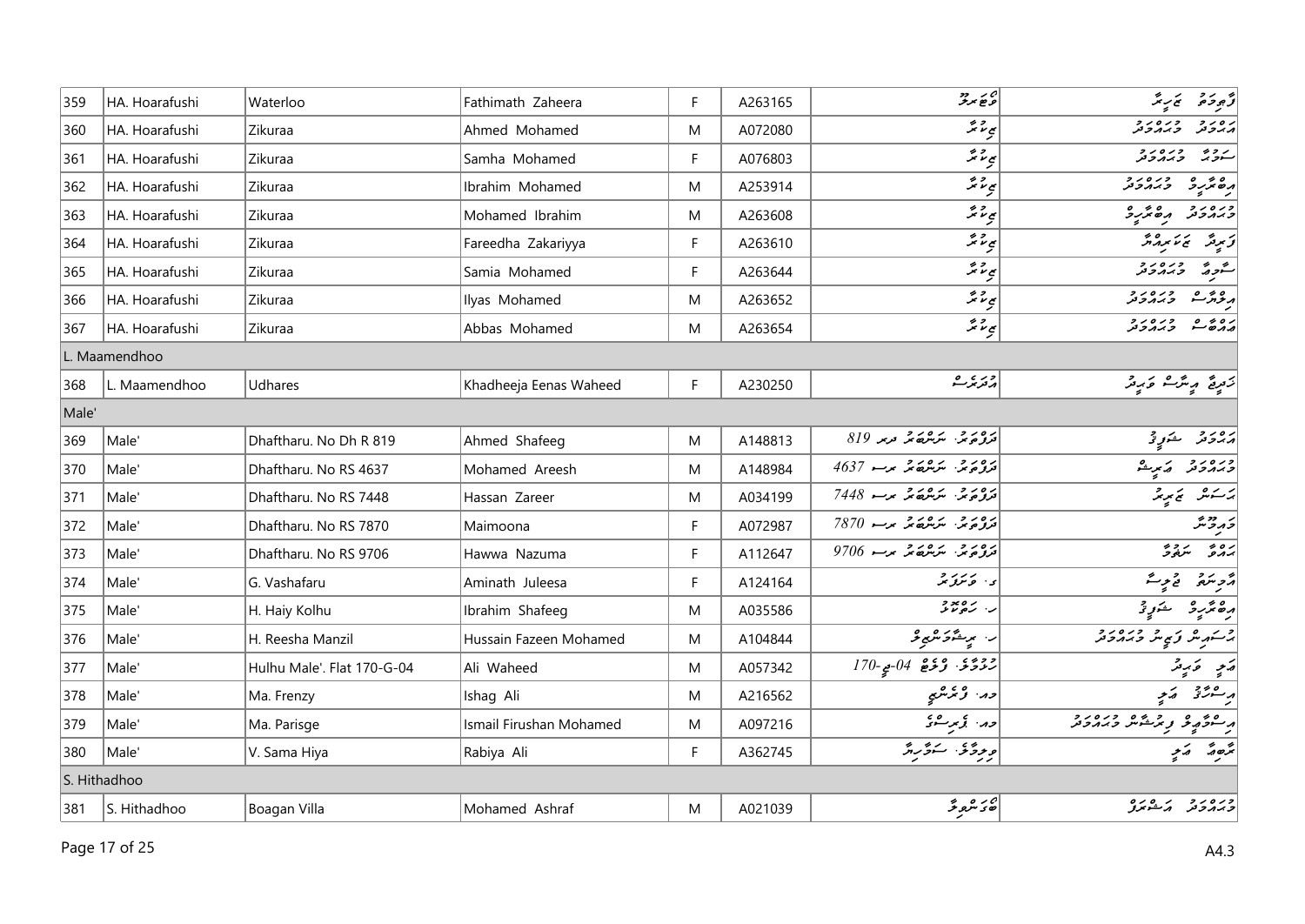| 359 | HA. Hoarafushi | Waterloo | Fathimath Zaheera | F | A263165 | ވޯޓަރލޫ | ފާތިމަތު ޒަހީރާ |
|---|---|---|---|---|---|---|---|
| 360 | HA. Hoarafushi | Zikuraa | Ahmed Mohamed | M | A072080 | ޒިކުރާ | އަހުމަދު މުހައްމަދު |
| 361 | HA. Hoarafushi | Zikuraa | Samha Mohamed | F | A076803 | ޒިކުރާ | ސަމްހާ މުހައްމަދު |
| 362 | HA. Hoarafushi | Zikuraa | Ibrahim Mohamed | M | A253914 | ޒިކުރާ | އިބްރާހީމް މުހައްމަދު |
| 363 | HA. Hoarafushi | Zikuraa | Mohamed Ibrahim | M | A263608 | ޒިކުރާ | މުހައްމަދު އިބްރާހީމް |
| 364 | HA. Hoarafushi | Zikuraa | Fareedha Zakariyya | F | A263610 | ޒިކުރާ | ފަރީދާ ޒަކަރިއްޔާ |
| 365 | HA. Hoarafushi | Zikuraa | Samia Mohamed | F | A263644 | ޒިކުރާ | ސާމިއާ މުހައްމަދު |
| 366 | HA. Hoarafushi | Zikuraa | Ilyas Mohamed | M | A263652 | ޒިކުރާ | އިލްޔާސް މުހައްމަދު |
| 367 | HA. Hoarafushi | Zikuraa | Abbas Mohamed | M | A263654 | ޒިކުރާ | އައްބާސް މުހައްމަދު |
| L. Maamendhoo | | | | | | | |
| 368 | L. Maamendhoo | Udhares | Khadheeja Eenas Waheed | F | A230250 | އުދަރެސް | ޚަދީޖާ އީނާސް ވަހީދު |
| Male' | | | | | | | |
| 369 | Male' | Dhaftharu. No Dh R 819 | Ahmed Shafeeg | M | A148813 | ދަފްތަރު. ނަންބަރު ދރ 819 | އަހުމަދު ޝަފީގު |
| 370 | Male' | Dhaftharu. No RS 4637 | Mohamed Areesh | M | A148984 | ދަފްތަރު. ނަންބަރު ރސ 4637 | މުހައްމަދު އަރީޝް |
| 371 | Male' | Dhaftharu. No RS 7448 | Hassan Zareer | M | A034199 | ދަފްތަރު. ނަންބަރު ރސ 7448 | ހަސަން ޒަރީރު |
| 372 | Male' | Dhaftharu. No RS 7870 | Maimoona | F | A072987 | ދަފްތަރު. ނަންބަރު ރސ 7870 | މައިމޫނާ |
| 373 | Male' | Dhaftharu. No RS 9706 | Hawwa Nazuma | F | A112647 | ދަފްތަރު. ނަންބަރު ރސ 9706 | ހައްވާ ނަޒުމާ |
| 374 | Male' | G. Vashafaru | Aminath Juleesa | F | A124164 | ގ. ވަޝަފަރު | އާމިނަތު ޖުލީސާ |
| 375 | Male' | H. Haiy Kolhu | Ibrahim Shafeeg | M | A035586 | ހ. ހައިކޮޅު | އިބްރާހީމް ޝަފީގު |
| 376 | Male' | H. Reesha Manzil | Hussain Fazeen Mohamed | M | A104844 | ހ. ރީޝާމަންޒިލް | ހުސައިން ފަޒީން މުހައްމަދު |
| 377 | Male' | Hulhu Male'. Flat 170-G-04 | Ali Waheed | M | A057342 | ހުޅުމާލެ. ފްލެޓް 04-ޖީ-170 | އަލީ ވަހީދު |
| 378 | Male' | Ma. Frenzy | Ishag Ali | M | A216562 | މއ. ފްރެންޒީ | އިސްހާގު އަލީ |
| 379 | Male' | Ma. Parisge | Ismail Firushan Mohamed | M | A097216 | މއ. ޕެރިސްގެ | އިސްމާއީލް ފިރުޝާން މުހައްމަދު |
| 380 | Male' | V. Sama Hiya | Rabiya Ali | F | A362745 | ވިލިމާލެ. ސަމާހިޔާ | ރާބިޔާ އަލީ |
| S. Hithadhoo | | | | | | | |
| 381 | S. Hithadhoo | Boagan Villa | Mohamed Ashraf | M | A021039 | ބޯގަންވިލާ | މުހައްމަދު އަޝްރަފް |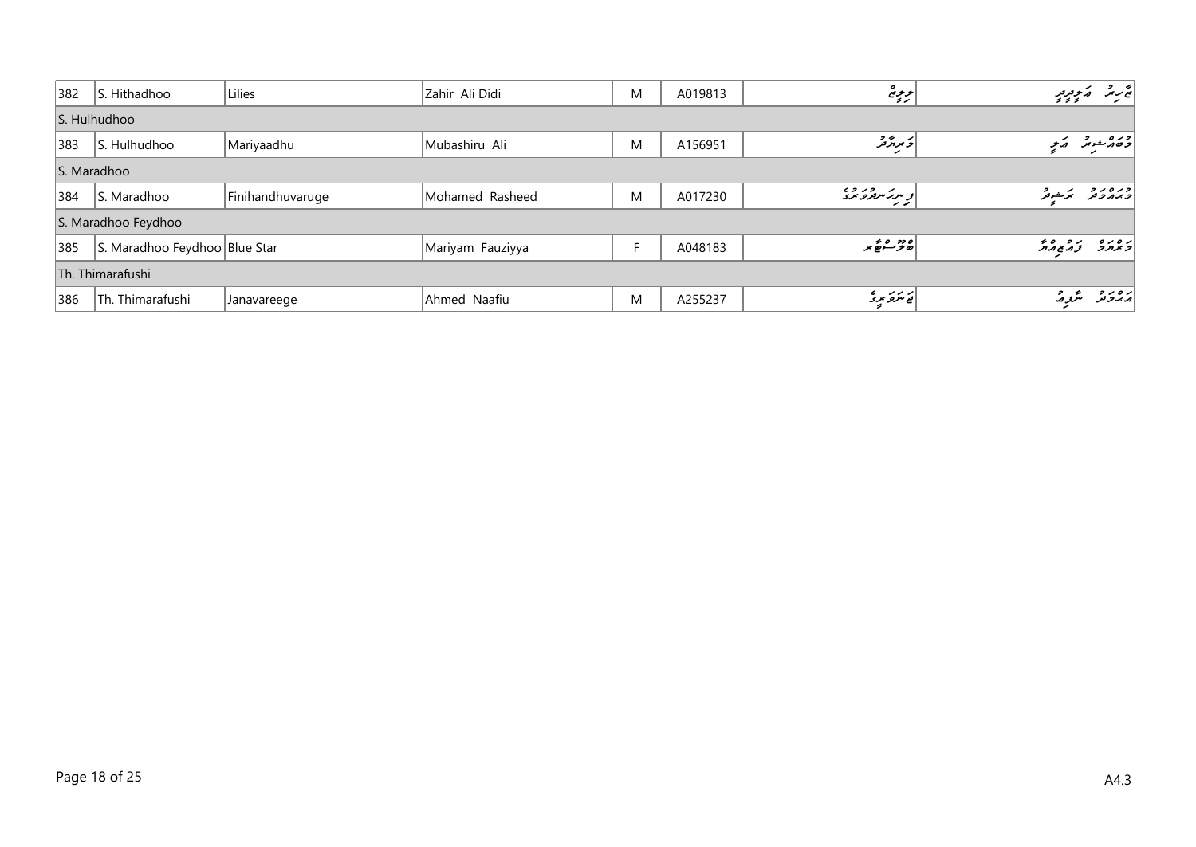| 382 | S. Hithadhoo | Lilies | Zahir Ali Didi | M | A019813 | ލިލީޒް | ޒާހިރު  އަލީދީދީ |
|---|---|---|---|---|---|---|---|
| S. Hulhudhoo | | | | | | | |
| 383 | S. Hulhudhoo | Mariyaadhu | Mubashiru Ali | M | A156951 | މަރިޔާދު | މުބައްޝިރު  އަލީ |
| S. Maradhoo | | | | | | | |
| 384 | S. Maradhoo | Finihandhuvaruge | Mohamed Rasheed | M | A017230 | ފިނިހަނދުވަރުގެ | މުހައްމަދު  ރަޝީދު |
| S. Maradhoo Feydhoo | | | | | | | |
| 385 | S. Maradhoo Feydhoo | Blue Star | Mariyam Fauziyya | F | A048183 | ބްލޫސްޓާރ | މަރިޔަމް  ފައުޒިއްޔާ |
| Th. Thimarafushi | | | | | | | |
| 386 | Th. Thimarafushi | Janavareege | Ahmed Naafiu | M | A255237 | ޖަނަވަރީގެ | އަޙްމަދު  ނާފިޢު |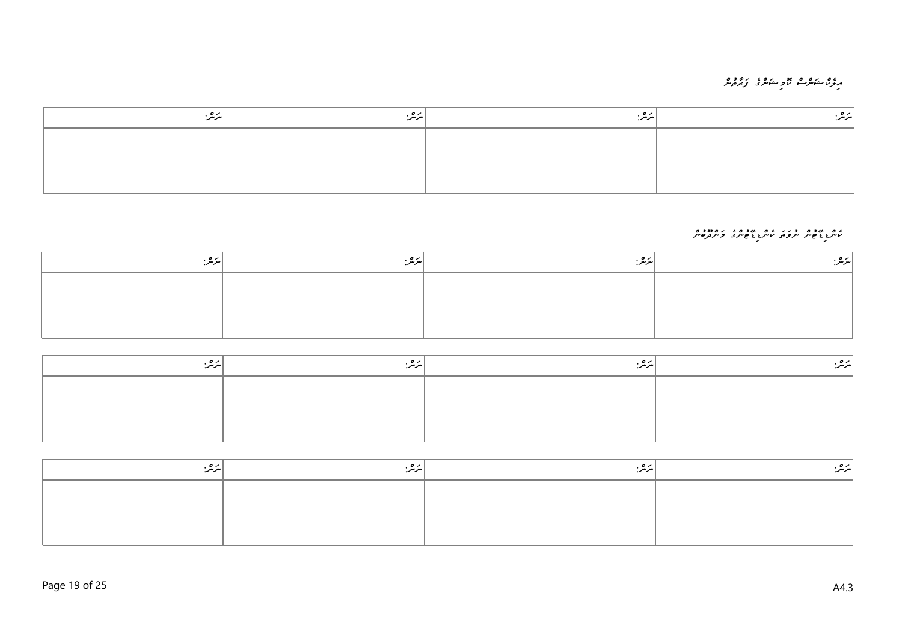# ދިވެހި ބަސް ކާމިޔާބީ ލިޔުން

| ނަން: | ނަން: | ނަން: | ނަން: |
|---|---|---|---|
| | | | |

## ކުރިއަށް ދަނީ ނުވަތަ ކުރިއަށް ދާނެ މަންހަރުތައް

| ނަން: | ނަން: | ނަން: | ނަން: |
|---|---|---|---|
| | | | |

| ނަން: | ނަން: | ނަން: | ނަން: |
|---|---|---|---|
| | | | |

| ނަން: | ނަން: | ނަން: | ނަން: |
|---|---|---|---|
| | | | |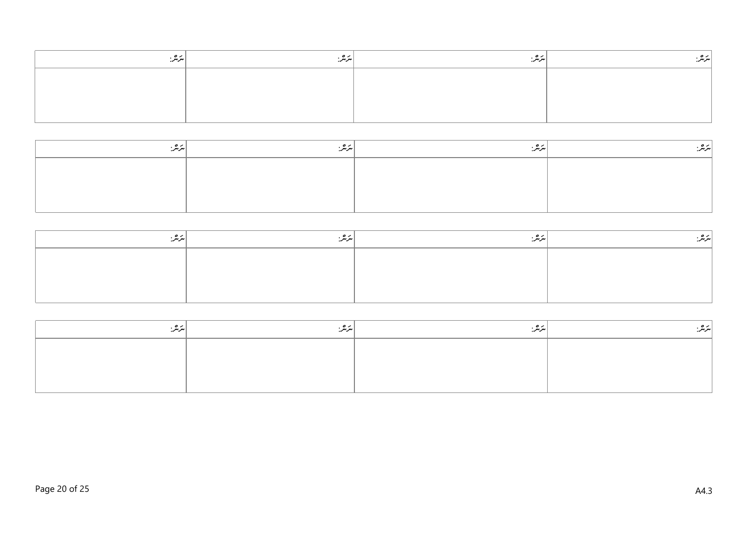| ޝަރުތު: | ޝަރުތު: | ޝަރުތު: | ޝަރުތު: |
|---|---|---|---|
| | | | |

| ޝަރުތު: | ޝަރުތު: | ޝަރުތު: | ޝަރުތު: |
|---|---|---|---|
| | | | |

| ޝަރުތު: | ޝަރުތު: | ޝަރުތު: | ޝަރުތު: |
|---|---|---|---|
| | | | |

| ޝަރުތު: | ޝަރުތު: | ޝަރުތު: | ޝަރުތު: |
|---|---|---|---|
| | | | |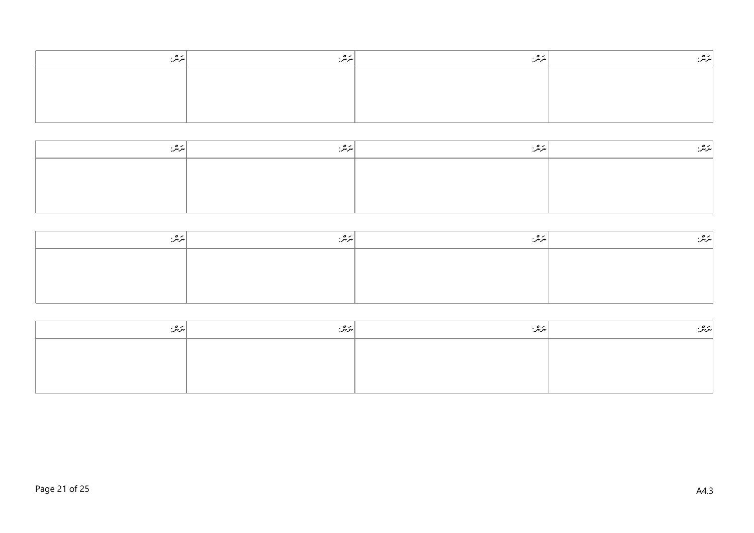| ނަރަދ: | ނަރަދ: | ނަރަދ: | ނަރަދ: |
| --- | --- | --- | --- |
| | | | |

| ނަރަދ: | ނަރަދ: | ނަރަދ: | ނަރަދ: |
| --- | --- | --- | --- |
| | | | |

| ނަރަދ: | ނަރަދ: | ނަރަދ: | ނަރަދ: |
| --- | --- | --- | --- |
| | | | |

| ނަރަދ: | ނަރަދ: | ނަރަދ: | ނަރަދ: |
| --- | --- | --- | --- |
| | | | |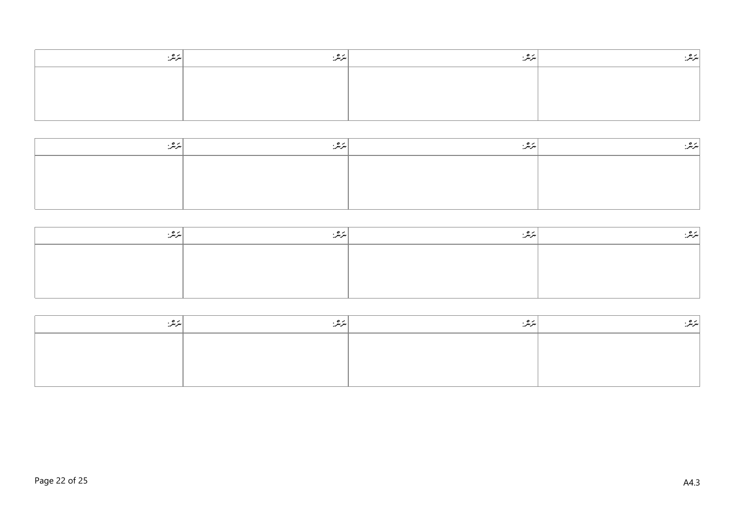| ނަރުދ: | ނަރުދ: | ނަރުދ: | ނަރުދ: |
| --- | --- | --- | --- |
| | | | |

| ނަރުދ: | ނަރުދ: | ނަރުދ: | ނަރުދ: |
| --- | --- | --- | --- |
| | | | |

| ނަރުދ: | ނަރުދ: | ނަރުދ: | ނަރުދ: |
| --- | --- | --- | --- |
| | | | |

| ނަރުދ: | ނަރުދ: | ނަރުދ: | ނަރުދ: |
| --- | --- | --- | --- |
| | | | |

A4.3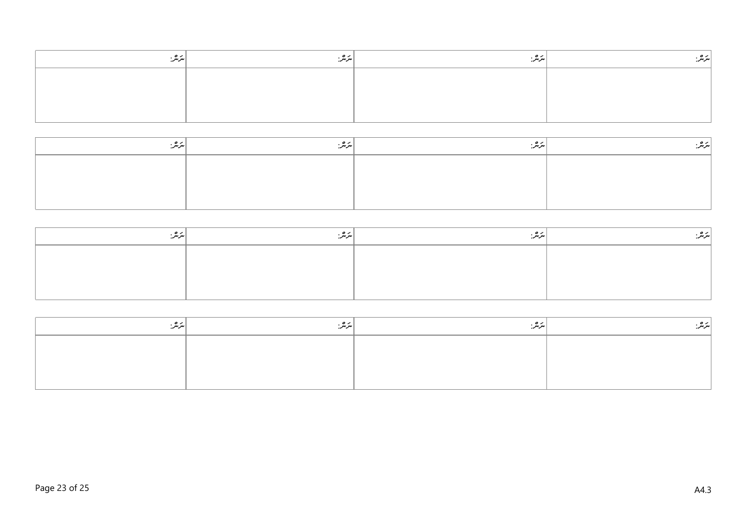| ނަރުދ: | ނަރުދ: | ނަރުދ: | ނަރުދ: |
| --- | --- | --- | --- |
| | | | |

| ނަރުދ: | ނަރުދ: | ނަރުދ: | ނަރުދ: |
| --- | --- | --- | --- |
| | | | |

| ނަރުދ: | ނަރުދ: | ނަރުދ: | ނަރުދ: |
| --- | --- | --- | --- |
| | | | |

| ނަރުދ: | ނަރުދ: | ނަރުދ: | ނަރުދ: |
| --- | --- | --- | --- |
| | | | |

A4.3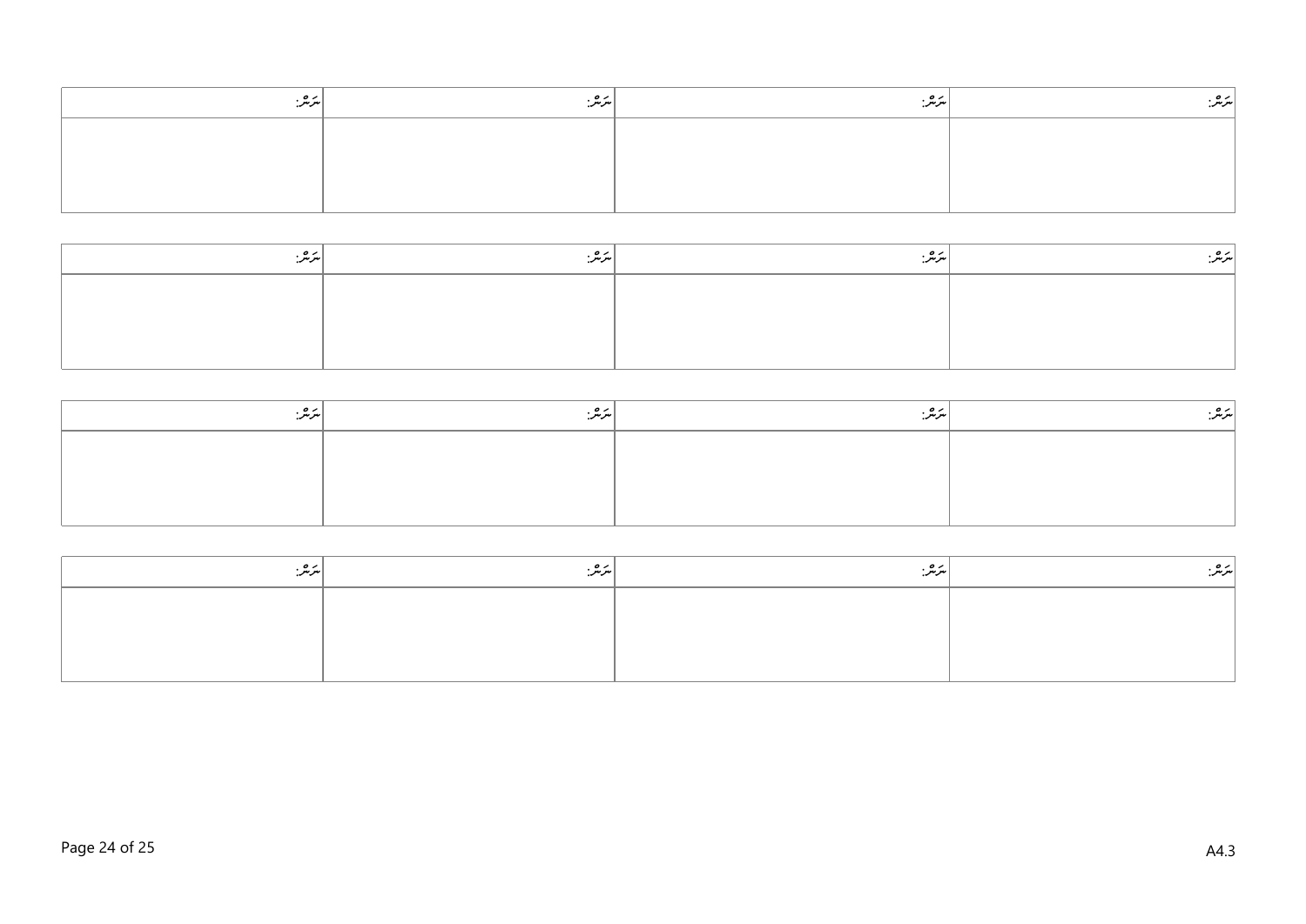| ނަރުދ: | ނަރުދ: | ނަރުދ: | ނަރުދ: |
| --- | --- | --- | --- |
| | | | |

| ނަރުދ: | ނަރުދ: | ނަރުދ: | ނަރުދ: |
| --- | --- | --- | --- |
| | | | |

| ނަރުދ: | ނަރުދ: | ނަރުދ: | ނަރުދ: |
| --- | --- | --- | --- |
| | | | |

| ނަރުދ: | ނަރުދ: | ނަރުދ: | ނަރުދ: |
| --- | --- | --- | --- |
| | | | |

A4.3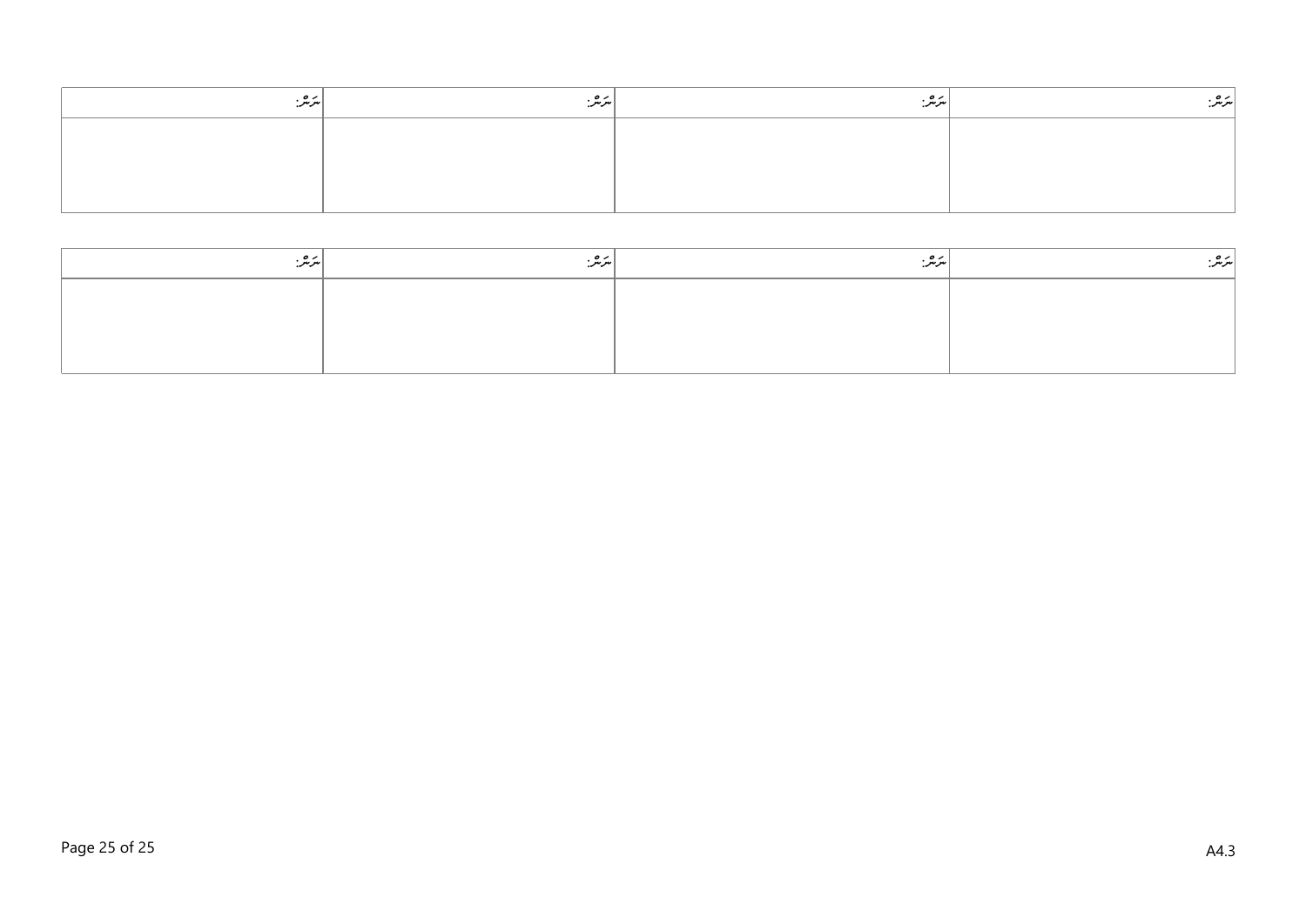| ނަންބަރު: | ނަންބަރު: | ނަންބަރު: | ނަންބަރު: |
| --- | --- | --- | --- |
| | | | |

| ނަންބަރު: | ނަންބަރު: | ނަންބަރު: | ނަންބަރު: |
| --- | --- | --- | --- |
| | | | |

A4.3